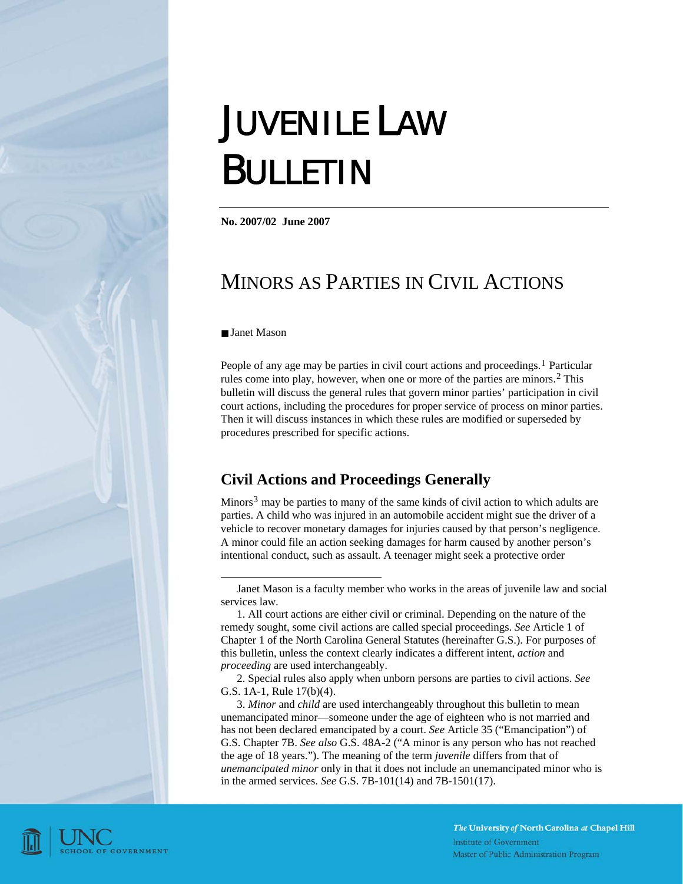# JUVENILE LAW BULLETIN

**No. 2007/02 June 2007**

## MINORS AS PARTIES IN CIVIL ACTIONS

■ Janet Mason

People of any age may be parties in civil court actions and proceedings.[1] Particular rules come into play, however, when one or more of the parties are minors.[2] This bulletin will discuss the general rules that govern minor parties' participation in civil court actions, including the procedures for proper service of process on minor parties. Then it will discuss instances in which these rules are modified or superseded by procedures prescribed for specific actions.

### Civil Actions and Proceedings Generally

Minors[3] may be parties to many of the same kinds of civil action to which adults are parties. A child who was injured in an automobile accident might sue the driver of a vehicle to recover monetary damages for injuries caused by that person's negligence. A minor could file an action seeking damages for harm caused by another person's intentional conduct, such as assault. A teenager might seek a protective order

---

Janet Mason is a faculty member who works in the areas of juvenile law and social services law.

1. All court actions are either civil or criminal. Depending on the nature of the remedy sought, some civil actions are called special proceedings. *See* Article 1 of Chapter 1 of the North Carolina General Statutes (hereinafter G.S.). For purposes of this bulletin, unless the context clearly indicates a different intent, *action* and *proceeding* are used interchangeably.

2. Special rules also apply when unborn persons are parties to civil actions. *See* G.S. 1A-1, Rule 17(b)(4).

3. *Minor* and *child* are used interchangeably throughout this bulletin to mean unemancipated minor—someone under the age of eighteen who is not married and has not been declared emancipated by a court. *See* Article 35 ("Emancipation") of G.S. Chapter 7B. *See also* G.S. 48A-2 ("A minor is any person who has not reached the age of 18 years."). The meaning of the term *juvenile* differs from that of *unemancipated minor* only in that it does not include an unemancipated minor who is in the armed services. *See* G.S. 7B-101(14) and 7B-1501(17).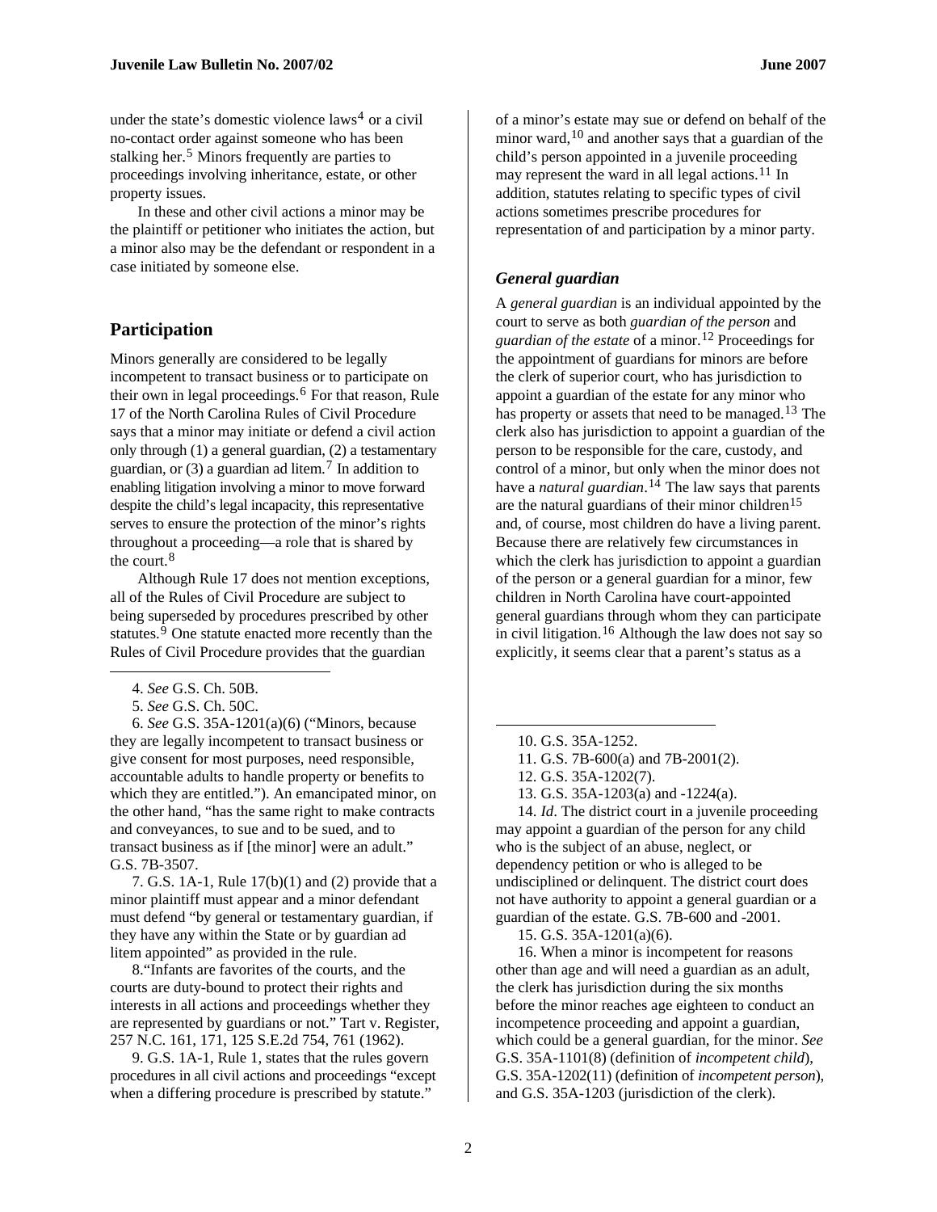under the state's domestic violence laws[4] or a civil no-contact order against someone who has been stalking her.[5] Minors frequently are parties to proceedings involving inheritance, estate, or other property issues.

In these and other civil actions a minor may be the plaintiff or petitioner who initiates the action, but a minor also may be the defendant or respondent in a case initiated by someone else.

## Participation

Minors generally are considered to be legally incompetent to transact business or to participate on their own in legal proceedings.[6] For that reason, Rule 17 of the North Carolina Rules of Civil Procedure says that a minor may initiate or defend a civil action only through (1) a general guardian, (2) a testamentary guardian, or (3) a guardian ad litem.[7] In addition to enabling litigation involving a minor to move forward despite the child's legal incapacity, this representative serves to ensure the protection of the minor's rights throughout a proceeding—a role that is shared by the court.[8]

Although Rule 17 does not mention exceptions, all of the Rules of Civil Procedure are subject to being superseded by procedures prescribed by other statutes.[9] One statute enacted more recently than the Rules of Civil Procedure provides that the guardian of a minor's estate may sue or defend on behalf of the minor ward,[10] and another says that a guardian of the child's person appointed in a juvenile proceeding may represent the ward in all legal actions.[11] In addition, statutes relating to specific types of civil actions sometimes prescribe procedures for representation of and participation by a minor party.

### *General guardian*

A *general guardian* is an individual appointed by the court to serve as both *guardian of the person* and *guardian of the estate* of a minor.[12] Proceedings for the appointment of guardians for minors are before the clerk of superior court, who has jurisdiction to appoint a guardian of the estate for any minor who has property or assets that need to be managed.[13] The clerk also has jurisdiction to appoint a guardian of the person to be responsible for the care, custody, and control of a minor, but only when the minor does not have a *natural guardian*.[14] The law says that parents are the natural guardians of their minor children[15] and, of course, most children do have a living parent. Because there are relatively few circumstances in which the clerk has jurisdiction to appoint a guardian of the person or a general guardian for a minor, few children in North Carolina have court-appointed general guardians through whom they can participate in civil litigation.[16] Although the law does not say so explicitly, it seems clear that a parent's status as a

---

4. *See* G.S. Ch. 50B.

5. *See* G.S. Ch. 50C.

6. *See* G.S. 35A-1201(a)(6) ("Minors, because they are legally incompetent to transact business or give consent for most purposes, need responsible, accountable adults to handle property or benefits to which they are entitled."). An emancipated minor, on the other hand, "has the same right to make contracts and conveyances, to sue and to be sued, and to transact business as if [the minor] were an adult." G.S. 7B-3507.

7. G.S. 1A-1, Rule 17(b)(1) and (2) provide that a minor plaintiff must appear and a minor defendant must defend "by general or testamentary guardian, if they have any within the State or by guardian ad litem appointed" as provided in the rule.

8. "Infants are favorites of the courts, and the courts are duty-bound to protect their rights and interests in all actions and proceedings whether they are represented by guardians or not." Tart v. Register, 257 N.C. 161, 171, 125 S.E.2d 754, 761 (1962).

9. G.S. 1A-1, Rule 1, states that the rules govern procedures in all civil actions and proceedings "except when a differing procedure is prescribed by statute."

10. G.S. 35A-1252.

11. G.S. 7B-600(a) and 7B-2001(2).

12. G.S. 35A-1202(7).

13. G.S. 35A-1203(a) and -1224(a).

14. *Id*. The district court in a juvenile proceeding may appoint a guardian of the person for any child who is the subject of an abuse, neglect, or dependency petition or who is alleged to be undisciplined or delinquent. The district court does not have authority to appoint a general guardian or a guardian of the estate. G.S. 7B-600 and -2001.

15. G.S. 35A-1201(a)(6).

16. When a minor is incompetent for reasons other than age and will need a guardian as an adult, the clerk has jurisdiction during the six months before the minor reaches age eighteen to conduct an incompetence proceeding and appoint a guardian, which could be a general guardian, for the minor. *See* G.S. 35A-1101(8) (definition of *incompetent child*), G.S. 35A-1202(11) (definition of *incompetent person*), and G.S. 35A-1203 (jurisdiction of the clerk).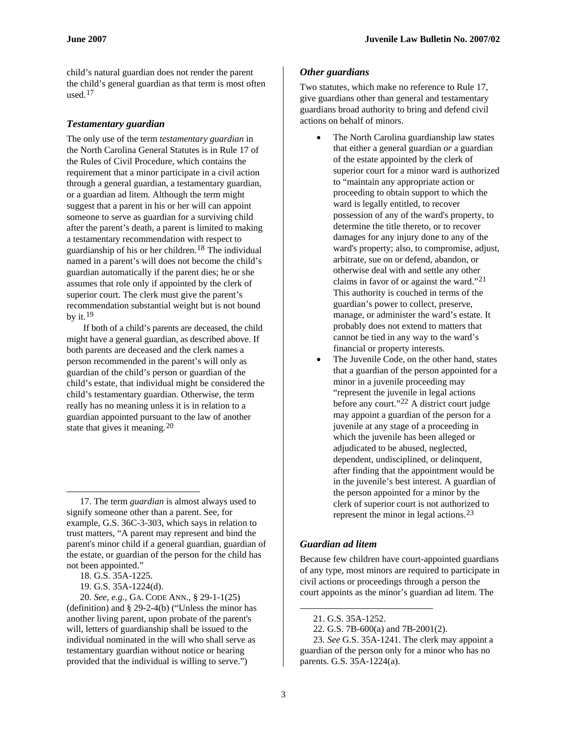child's natural guardian does not render the parent the child's general guardian as that term is most often used.[17]

### *Testamentary guardian*

The only use of the term *testamentary guardian* in the North Carolina General Statutes is in Rule 17 of the Rules of Civil Procedure, which contains the requirement that a minor participate in a civil action through a general guardian, a testamentary guardian, or a guardian ad litem. Although the term might suggest that a parent in his or her will can appoint someone to serve as guardian for a surviving child after the parent's death, a parent is limited to making a testamentary recommendation with respect to guardianship of his or her children.[18] The individual named in a parent's will does not become the child's guardian automatically if the parent dies; he or she assumes that role only if appointed by the clerk of superior court. The clerk must give the parent's recommendation substantial weight but is not bound by it.[19]

If both of a child's parents are deceased, the child might have a general guardian, as described above. If both parents are deceased and the clerk names a person recommended in the parent's will only as guardian of the child's person or guardian of the child's estate, that individual might be considered the child's testamentary guardian. Otherwise, the term really has no meaning unless it is in relation to a guardian appointed pursuant to the law of another state that gives it meaning.[20]

### *Other guardians*

Two statutes, which make no reference to Rule 17, give guardians other than general and testamentary guardians broad authority to bring and defend civil actions on behalf of minors.

- The North Carolina guardianship law states that either a general guardian *or* a guardian of the estate appointed by the clerk of superior court for a minor ward is authorized to "maintain any appropriate action or proceeding to obtain support to which the ward is legally entitled, to recover possession of any of the ward's property, to determine the title thereto, or to recover damages for any injury done to any of the ward's property; also, to compromise, adjust, arbitrate, sue on or defend, abandon, or otherwise deal with and settle any other claims in favor of or against the ward."[21] This authority is couched in terms of the guardian's power to collect, preserve, manage, or administer the ward's estate. It probably does not extend to matters that cannot be tied in any way to the ward's financial or property interests.
- The Juvenile Code, on the other hand, states that a guardian of the person appointed for a minor in a juvenile proceeding may "represent the juvenile in legal actions before any court."[22] A district court judge may appoint a guardian of the person for a juvenile at any stage of a proceeding in which the juvenile has been alleged or adjudicated to be abused, neglected, dependent, undisciplined, or delinquent, after finding that the appointment would be in the juvenile's best interest. A guardian of the person appointed for a minor by the clerk of superior court is not authorized to represent the minor in legal actions.[23]

### *Guardian ad litem*

Because few children have court-appointed guardians of any type, most minors are required to participate in civil actions or proceedings through a person the court appoints as the minor's guardian ad litem. The

---

17. The term *guardian* is almost always used to signify someone other than a parent. See, for example, G.S. 36C-3-303, which says in relation to trust matters, "A parent may represent and bind the parent's minor child if a general guardian, guardian of the estate, or guardian of the person for the child has not been appointed."

18. G.S. 35A-1225.

19. G.S. 35A-1224(d).

20. *See, e.g.*, GA. CODE ANN., § 29-1-1(25) (definition) and § 29-2-4(b) ("Unless the minor has another living parent, upon probate of the parent's will, letters of guardianship shall be issued to the individual nominated in the will who shall serve as testamentary guardian without notice or hearing provided that the individual is willing to serve.")

21. G.S. 35A-1252.

22. G.S. 7B-600(a) and 7B-2001(2).

23. *See* G.S. 35A-1241. The clerk may appoint a guardian of the person only for a minor who has no parents. G.S. 35A-1224(a).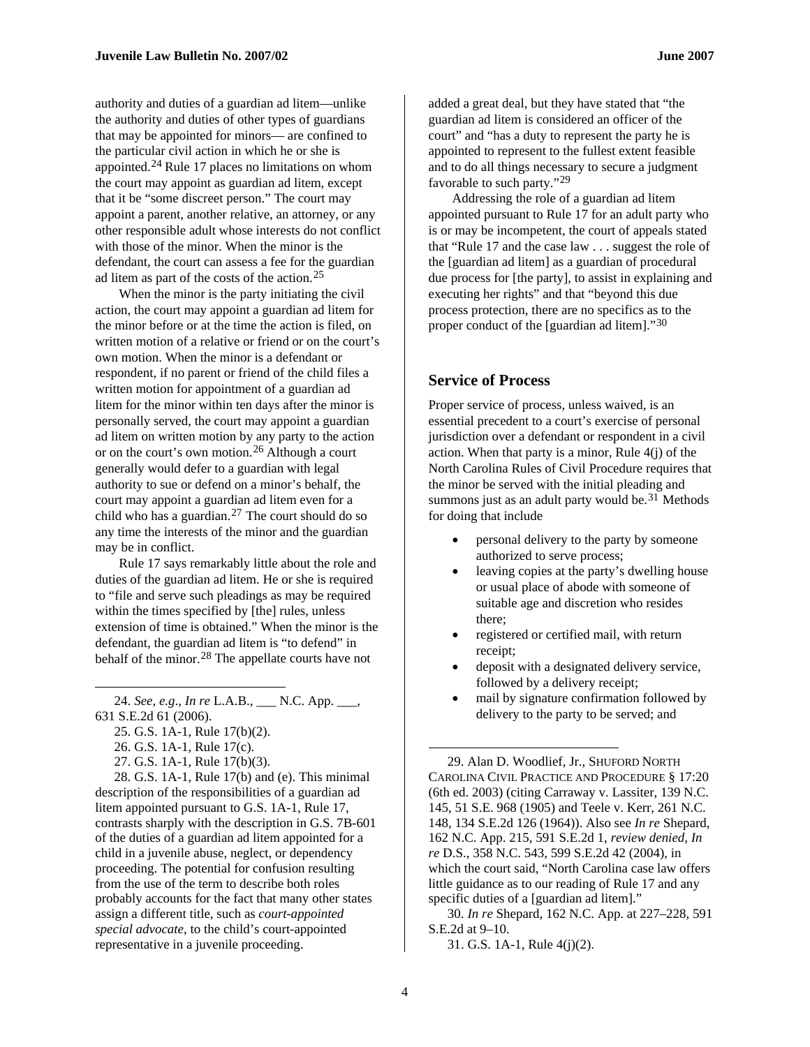authority and duties of a guardian ad litem—unlike the authority and duties of other types of guardians that may be appointed for minors— are confined to the particular civil action in which he or she is appointed.[24] Rule 17 places no limitations on whom the court may appoint as guardian ad litem, except that it be "some discreet person." The court may appoint a parent, another relative, an attorney, or any other responsible adult whose interests do not conflict with those of the minor. When the minor is the defendant, the court can assess a fee for the guardian ad litem as part of the costs of the action.[25]

When the minor is the party initiating the civil action, the court may appoint a guardian ad litem for the minor before or at the time the action is filed, on written motion of a relative or friend or on the court's own motion. When the minor is a defendant or respondent, if no parent or friend of the child files a written motion for appointment of a guardian ad litem for the minor within ten days after the minor is personally served, the court may appoint a guardian ad litem on written motion by any party to the action or on the court's own motion.[26] Although a court generally would defer to a guardian with legal authority to sue or defend on a minor's behalf, the court may appoint a guardian ad litem even for a child who has a guardian.[27] The court should do so any time the interests of the minor and the guardian may be in conflict.

Rule 17 says remarkably little about the role and duties of the guardian ad litem. He or she is required to "file and serve such pleadings as may be required within the times specified by [the] rules, unless extension of time is obtained." When the minor is the defendant, the guardian ad litem is "to defend" in behalf of the minor.[28] The appellate courts have not added a great deal, but they have stated that "the guardian ad litem is considered an officer of the court" and "has a duty to represent the party he is appointed to represent to the fullest extent feasible and to do all things necessary to secure a judgment favorable to such party."[29]

Addressing the role of a guardian ad litem appointed pursuant to Rule 17 for an adult party who is or may be incompetent, the court of appeals stated that "Rule 17 and the case law . . . suggest the role of the [guardian ad litem] as a guardian of procedural due process for [the party], to assist in explaining and executing her rights" and that "beyond this due process protection, there are no specifics as to the proper conduct of the [guardian ad litem]."[30]

## Service of Process

Proper service of process, unless waived, is an essential precedent to a court's exercise of personal jurisdiction over a defendant or respondent in a civil action. When that party is a minor, Rule 4(j) of the North Carolina Rules of Civil Procedure requires that the minor be served with the initial pleading and summons just as an adult party would be.[31] Methods for doing that include

- personal delivery to the party by someone authorized to serve process;
- leaving copies at the party's dwelling house or usual place of abode with someone of suitable age and discretion who resides there;
- registered or certified mail, with return receipt;
- deposit with a designated delivery service, followed by a delivery receipt;
- mail by signature confirmation followed by delivery to the party to be served; and

---

24. *See*, *e.g*., *In re* L.A.B., ___ N.C. App. ___, 631 S.E.2d 61 (2006).

25. G.S. 1A-1, Rule 17(b)(2).

26. G.S. 1A-1, Rule 17(c).

27. G.S. 1A-1, Rule 17(b)(3).

28. G.S. 1A-1, Rule 17(b) and (e). This minimal description of the responsibilities of a guardian ad litem appointed pursuant to G.S. 1A-1, Rule 17, contrasts sharply with the description in G.S. 7B-601 of the duties of a guardian ad litem appointed for a child in a juvenile abuse, neglect, or dependency proceeding. The potential for confusion resulting from the use of the term to describe both roles probably accounts for the fact that many other states assign a different title, such as *court-appointed special advocate*, to the child's court-appointed representative in a juvenile proceeding.

29. Alan D. Woodlief, Jr., SHUFORD NORTH CAROLINA CIVIL PRACTICE AND PROCEDURE § 17:20 (6th ed. 2003) (citing Carraway v. Lassiter, 139 N.C. 145, 51 S.E. 968 (1905) and Teele v. Kerr, 261 N.C. 148, 134 S.E.2d 126 (1964)). Also see *In re* Shepard, 162 N.C. App. 215, 591 S.E.2d 1, *review denied*, *In re* D.S., 358 N.C. 543, 599 S.E.2d 42 (2004), in which the court said, "North Carolina case law offers little guidance as to our reading of Rule 17 and any specific duties of a [guardian ad litem]."

30. *In re* Shepard, 162 N.C. App. at 227–228, 591 S.E.2d at 9–10.

31. G.S. 1A-1, Rule 4(j)(2).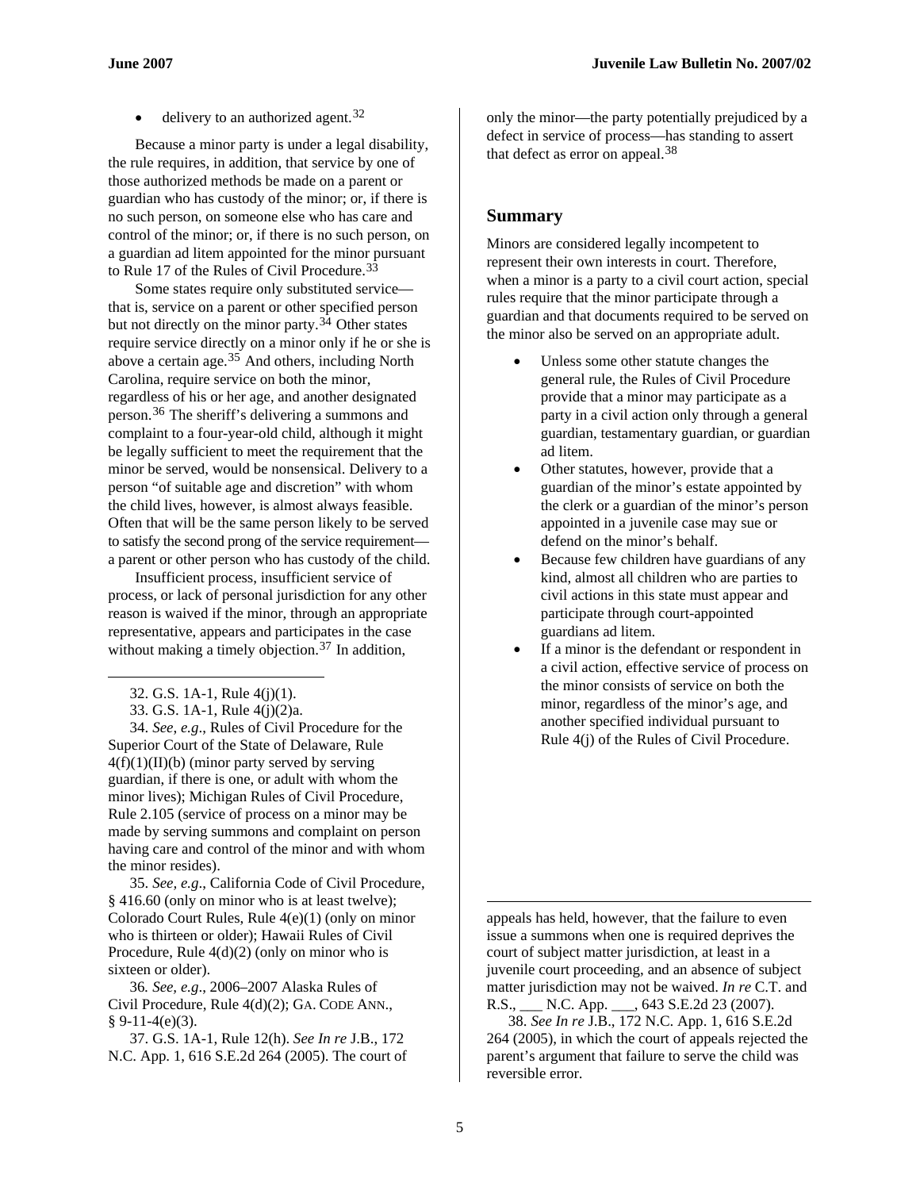- delivery to an authorized agent.[32]

Because a minor party is under a legal disability, the rule requires, in addition, that service by one of those authorized methods be made on a parent or guardian who has custody of the minor; or, if there is no such person, on someone else who has care and control of the minor; or, if there is no such person, on a guardian ad litem appointed for the minor pursuant to Rule 17 of the Rules of Civil Procedure.[33]

Some states require only substituted service—that is, service on a parent or other specified person but not directly on the minor party.[34] Other states require service directly on a minor only if he or she is above a certain age.[35] And others, including North Carolina, require service on both the minor, regardless of his or her age, and another designated person.[36] The sheriff's delivering a summons and complaint to a four-year-old child, although it might be legally sufficient to meet the requirement that the minor be served, would be nonsensical. Delivery to a person "of suitable age and discretion" with whom the child lives, however, is almost always feasible. Often that will be the same person likely to be served to satisfy the second prong of the service requirement—a parent or other person who has custody of the child.

Insufficient process, insufficient service of process, or lack of personal jurisdiction for any other reason is waived if the minor, through an appropriate representative, appears and participates in the case without making a timely objection.[37] In addition, only the minor—the party potentially prejudiced by a defect in service of process—has standing to assert that defect as error on appeal.[38]

## Summary

Minors are considered legally incompetent to represent their own interests in court. Therefore, when a minor is a party to a civil court action, special rules require that the minor participate through a guardian and that documents required to be served on the minor also be served on an appropriate adult.

- Unless some other statute changes the general rule, the Rules of Civil Procedure provide that a minor may participate as a party in a civil action only through a general guardian, testamentary guardian, or guardian ad litem.
- Other statutes, however, provide that a guardian of the minor's estate appointed by the clerk or a guardian of the minor's person appointed in a juvenile case may sue or defend on the minor's behalf.
- Because few children have guardians of any kind, almost all children who are parties to civil actions in this state must appear and participate through court-appointed guardians ad litem.
- If a minor is the defendant or respondent in a civil action, effective service of process on the minor consists of service on both the minor, regardless of the minor's age, and another specified individual pursuant to Rule 4(j) of the Rules of Civil Procedure.

---

32. G.S. 1A-1, Rule 4(j)(1).

33. G.S. 1A-1, Rule 4(j)(2)a.

34. *See, e.g*., Rules of Civil Procedure for the Superior Court of the State of Delaware, Rule 4(f)(1)(II)(b) (minor party served by serving guardian, if there is one, or adult with whom the minor lives); Michigan Rules of Civil Procedure, Rule 2.105 (service of process on a minor may be made by serving summons and complaint on person having care and control of the minor and with whom the minor resides).

35. *See, e.g*., California Code of Civil Procedure, § 416.60 (only on minor who is at least twelve); Colorado Court Rules, Rule 4(e)(1) (only on minor who is thirteen or older); Hawaii Rules of Civil Procedure, Rule 4(d)(2) (only on minor who is sixteen or older).

36. *See, e.g*., 2006–2007 Alaska Rules of Civil Procedure, Rule 4(d)(2); GA. CODE ANN., § 9-11-4(e)(3).

37. G.S. 1A-1, Rule 12(h). *See In re* J.B., 172 N.C. App. 1, 616 S.E.2d 264 (2005). The court of appeals has held, however, that the failure to even issue a summons when one is required deprives the court of subject matter jurisdiction, at least in a juvenile court proceeding, and an absence of subject matter jurisdiction may not be waived. *In re* C.T. and R.S., ___ N.C. App. ___, 643 S.E.2d 23 (2007).

38. *See In re* J.B., 172 N.C. App. 1, 616 S.E.2d 264 (2005), in which the court of appeals rejected the parent's argument that failure to serve the child was reversible error.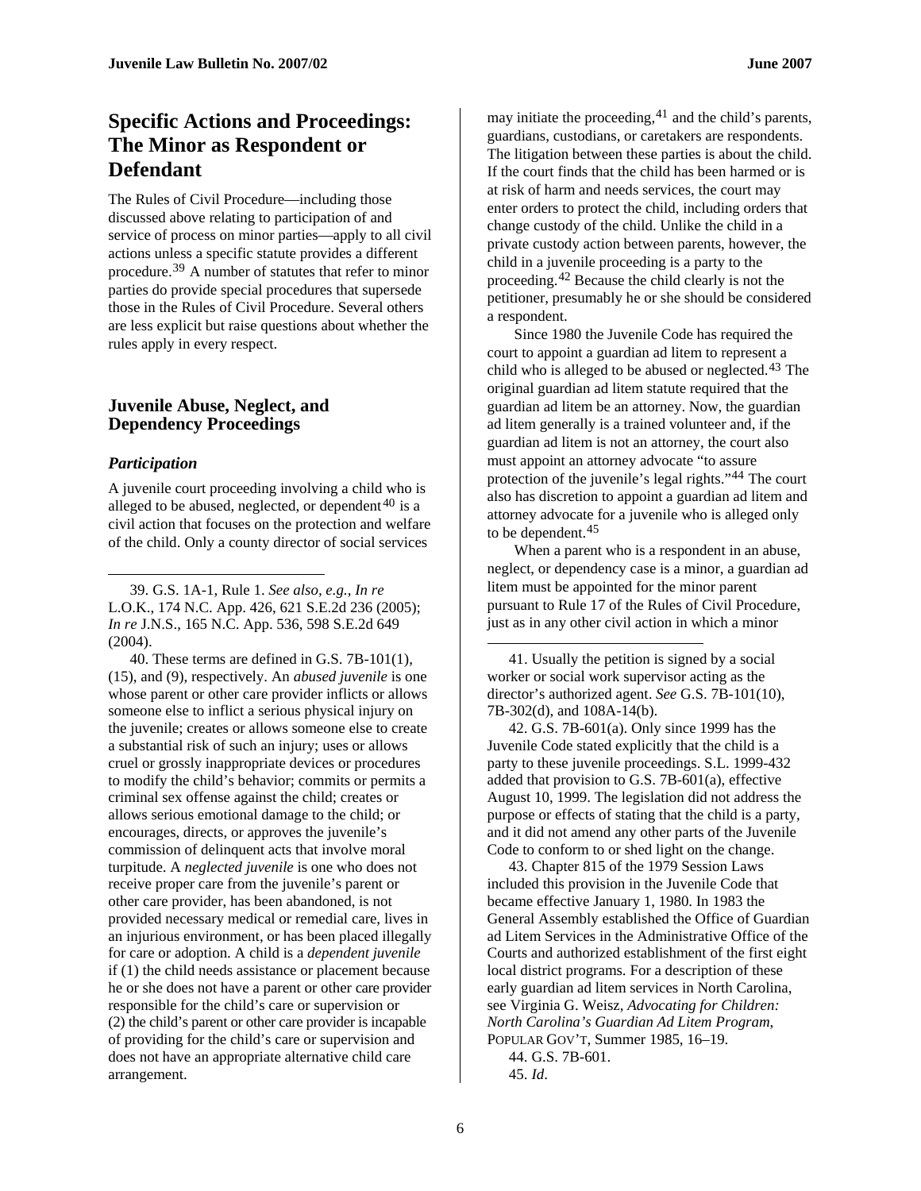## Specific Actions and Proceedings: The Minor as Respondent or Defendant

The Rules of Civil Procedure—including those discussed above relating to participation of and service of process on minor parties—apply to all civil actions unless a specific statute provides a different procedure.[39] A number of statutes that refer to minor parties do provide special procedures that supersede those in the Rules of Civil Procedure. Several others are less explicit but raise questions about whether the rules apply in every respect.

### Juvenile Abuse, Neglect, and Dependency Proceedings

#### *Participation*

A juvenile court proceeding involving a child who is alleged to be abused, neglected, or dependent[40] is a civil action that focuses on the protection and welfare of the child. Only a county director of social services may initiate the proceeding,[41] and the child's parents, guardians, custodians, or caretakers are respondents. The litigation between these parties is about the child. If the court finds that the child has been harmed or is at risk of harm and needs services, the court may enter orders to protect the child, including orders that change custody of the child. Unlike the child in a private custody action between parents, however, the child in a juvenile proceeding is a party to the proceeding.[42] Because the child clearly is not the petitioner, presumably he or she should be considered a respondent.

Since 1980 the Juvenile Code has required the court to appoint a guardian ad litem to represent a child who is alleged to be abused or neglected.[43] The original guardian ad litem statute required that the guardian ad litem be an attorney. Now, the guardian ad litem generally is a trained volunteer and, if the guardian ad litem is not an attorney, the court also must appoint an attorney advocate "to assure protection of the juvenile's legal rights."[44] The court also has discretion to appoint a guardian ad litem and attorney advocate for a juvenile who is alleged only to be dependent.[45]

When a parent who is a respondent in an abuse, neglect, or dependency case is a minor, a guardian ad litem must be appointed for the minor parent pursuant to Rule 17 of the Rules of Civil Procedure, just as in any other civil action in which a minor

---

39. G.S. 1A-1, Rule 1. *See also, e.g.*, *In re* L.O.K., 174 N.C. App. 426, 621 S.E.2d 236 (2005); *In re* J.N.S., 165 N.C. App. 536, 598 S.E.2d 649 (2004).

40. These terms are defined in G.S. 7B-101(1), (15), and (9), respectively. An *abused juvenile* is one whose parent or other care provider inflicts or allows someone else to inflict a serious physical injury on the juvenile; creates or allows someone else to create a substantial risk of such an injury; uses or allows cruel or grossly inappropriate devices or procedures to modify the child's behavior; commits or permits a criminal sex offense against the child; creates or allows serious emotional damage to the child; or encourages, directs, or approves the juvenile's commission of delinquent acts that involve moral turpitude. A *neglected juvenile* is one who does not receive proper care from the juvenile's parent or other care provider, has been abandoned, is not provided necessary medical or remedial care, lives in an injurious environment, or has been placed illegally for care or adoption. A child is a *dependent juvenile* if (1) the child needs assistance or placement because he or she does not have a parent or other care provider responsible for the child's care or supervision or (2) the child's parent or other care provider is incapable of providing for the child's care or supervision and does not have an appropriate alternative child care arrangement.

41. Usually the petition is signed by a social worker or social work supervisor acting as the director's authorized agent. *See* G.S. 7B-101(10), 7B-302(d), and 108A-14(b).

42. G.S. 7B-601(a). Only since 1999 has the Juvenile Code stated explicitly that the child is a party to these juvenile proceedings. S.L. 1999-432 added that provision to G.S. 7B-601(a), effective August 10, 1999. The legislation did not address the purpose or effects of stating that the child is a party, and it did not amend any other parts of the Juvenile Code to conform to or shed light on the change.

43. Chapter 815 of the 1979 Session Laws included this provision in the Juvenile Code that became effective January 1, 1980. In 1983 the General Assembly established the Office of Guardian ad Litem Services in the Administrative Office of the Courts and authorized establishment of the first eight local district programs. For a description of these early guardian ad litem services in North Carolina, see Virginia G. Weisz, *Advocating for Children: North Carolina's Guardian Ad Litem Program*, POPULAR GOV'T, Summer 1985, 16–19.

44. G.S. 7B-601.

45. *Id*.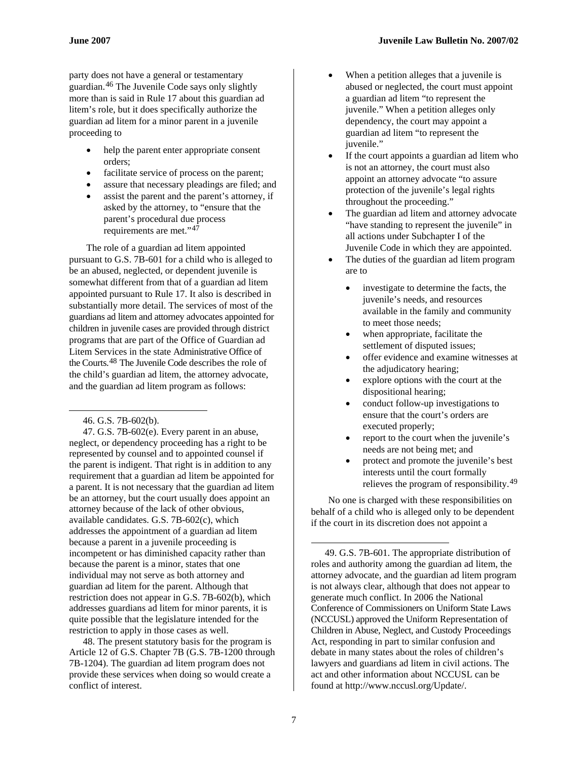party does not have a general or testamentary guardian.[46] The Juvenile Code says only slightly more than is said in Rule 17 about this guardian ad litem's role, but it does specifically authorize the guardian ad litem for a minor parent in a juvenile proceeding to

- help the parent enter appropriate consent orders;
- facilitate service of process on the parent;
- assure that necessary pleadings are filed; and
- assist the parent and the parent's attorney, if asked by the attorney, to "ensure that the parent's procedural due process requirements are met."[47]

The role of a guardian ad litem appointed pursuant to G.S. 7B-601 for a child who is alleged to be an abused, neglected, or dependent juvenile is somewhat different from that of a guardian ad litem appointed pursuant to Rule 17. It also is described in substantially more detail. The services of most of the guardians ad litem and attorney advocates appointed for children in juvenile cases are provided through district programs that are part of the Office of Guardian ad Litem Services in the state Administrative Office of the Courts.[48] The Juvenile Code describes the role of the child's guardian ad litem, the attorney advocate, and the guardian ad litem program as follows:

- When a petition alleges that a juvenile is abused or neglected, the court must appoint a guardian ad litem "to represent the juvenile." When a petition alleges only dependency, the court may appoint a guardian ad litem "to represent the juvenile."
- If the court appoints a guardian ad litem who is not an attorney, the court must also appoint an attorney advocate "to assure protection of the juvenile's legal rights throughout the proceeding."
- The guardian ad litem and attorney advocate "have standing to represent the juvenile" in all actions under Subchapter I of the Juvenile Code in which they are appointed.
- The duties of the guardian ad litem program are to
  - investigate to determine the facts, the juvenile's needs, and resources available in the family and community to meet those needs;
  - when appropriate, facilitate the settlement of disputed issues;
  - offer evidence and examine witnesses at the adjudicatory hearing;
  - explore options with the court at the dispositional hearing;
  - conduct follow-up investigations to ensure that the court's orders are executed properly;
  - report to the court when the juvenile's needs are not being met; and
  - protect and promote the juvenile's best interests until the court formally relieves the program of responsibility.[49]

No one is charged with these responsibilities on behalf of a child who is alleged only to be dependent if the court in its discretion does not appoint a

---

46. G.S. 7B-602(b).

47. G.S. 7B-602(e). Every parent in an abuse, neglect, or dependency proceeding has a right to be represented by counsel and to appointed counsel if the parent is indigent. That right is in addition to any requirement that a guardian ad litem be appointed for a parent. It is not necessary that the guardian ad litem be an attorney, but the court usually does appoint an attorney because of the lack of other obvious, available candidates. G.S. 7B-602(c), which addresses the appointment of a guardian ad litem because a parent in a juvenile proceeding is incompetent or has diminished capacity rather than because the parent is a minor, states that one individual may not serve as both attorney and guardian ad litem for the parent. Although that restriction does not appear in G.S. 7B-602(b), which addresses guardians ad litem for minor parents, it is quite possible that the legislature intended for the restriction to apply in those cases as well.

48. The present statutory basis for the program is Article 12 of G.S. Chapter 7B (G.S. 7B-1200 through 7B-1204). The guardian ad litem program does not provide these services when doing so would create a conflict of interest.

49. G.S. 7B-601. The appropriate distribution of roles and authority among the guardian ad litem, the attorney advocate, and the guardian ad litem program is not always clear, although that does not appear to generate much conflict. In 2006 the National Conference of Commissioners on Uniform State Laws (NCCUSL) approved the Uniform Representation of Children in Abuse, Neglect, and Custody Proceedings Act, responding in part to similar confusion and debate in many states about the roles of children's lawyers and guardians ad litem in civil actions. The act and other information about NCCUSL can be found at http://www.nccusl.org/Update/.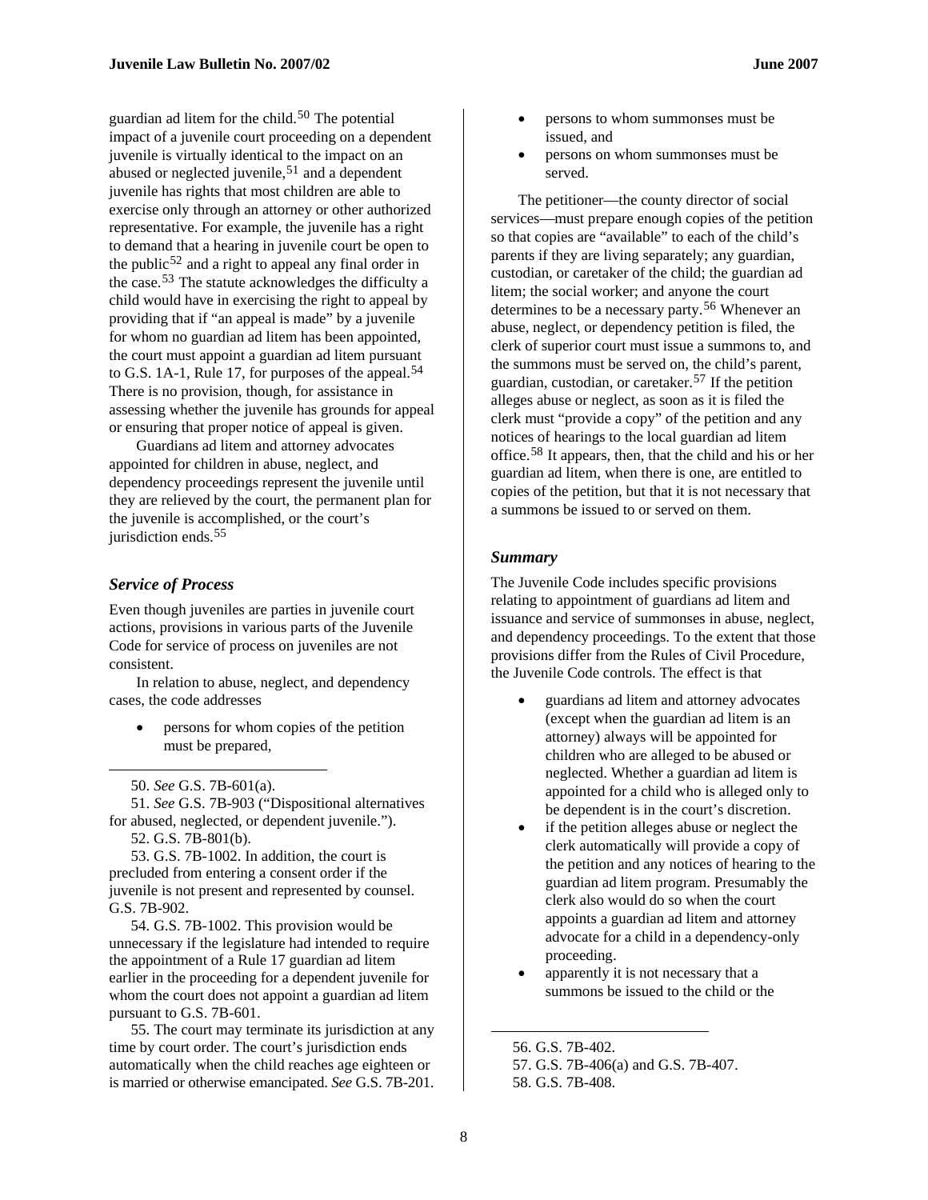guardian ad litem for the child.[50] The potential impact of a juvenile court proceeding on a dependent juvenile is virtually identical to the impact on an abused or neglected juvenile,[51] and a dependent juvenile has rights that most children are able to exercise only through an attorney or other authorized representative. For example, the juvenile has a right to demand that a hearing in juvenile court be open to the public[52] and a right to appeal any final order in the case.[53] The statute acknowledges the difficulty a child would have in exercising the right to appeal by providing that if "an appeal is made" by a juvenile for whom no guardian ad litem has been appointed, the court must appoint a guardian ad litem pursuant to G.S. 1A-1, Rule 17, for purposes of the appeal.[54] There is no provision, though, for assistance in assessing whether the juvenile has grounds for appeal or ensuring that proper notice of appeal is given.

Guardians ad litem and attorney advocates appointed for children in abuse, neglect, and dependency proceedings represent the juvenile until they are relieved by the court, the permanent plan for the juvenile is accomplished, or the court's jurisdiction ends.[55]

### *Service of Process*

Even though juveniles are parties in juvenile court actions, provisions in various parts of the Juvenile Code for service of process on juveniles are not consistent.

In relation to abuse, neglect, and dependency cases, the code addresses

- persons for whom copies of the petition must be prepared,
- persons to whom summonses must be issued, and
- persons on whom summonses must be served.

The petitioner—the county director of social services—must prepare enough copies of the petition so that copies are "available" to each of the child's parents if they are living separately; any guardian, custodian, or caretaker of the child; the guardian ad litem; the social worker; and anyone the court determines to be a necessary party.[56] Whenever an abuse, neglect, or dependency petition is filed, the clerk of superior court must issue a summons to, and the summons must be served on, the child's parent, guardian, custodian, or caretaker.[57] If the petition alleges abuse or neglect, as soon as it is filed the clerk must "provide a copy" of the petition and any notices of hearings to the local guardian ad litem office.[58] It appears, then, that the child and his or her guardian ad litem, when there is one, are entitled to copies of the petition, but that it is not necessary that a summons be issued to or served on them.

### *Summary*

The Juvenile Code includes specific provisions relating to appointment of guardians ad litem and issuance and service of summonses in abuse, neglect, and dependency proceedings. To the extent that those provisions differ from the Rules of Civil Procedure, the Juvenile Code controls. The effect is that

- guardians ad litem and attorney advocates (except when the guardian ad litem is an attorney) always will be appointed for children who are alleged to be abused or neglected. Whether a guardian ad litem is appointed for a child who is alleged only to be dependent is in the court's discretion.
- if the petition alleges abuse or neglect the clerk automatically will provide a copy of the petition and any notices of hearing to the guardian ad litem program. Presumably the clerk also would do so when the court appoints a guardian ad litem and attorney advocate for a child in a dependency-only proceeding.
- apparently it is not necessary that a summons be issued to the child or the

---

50. *See* G.S. 7B-601(a).

51. *See* G.S. 7B-903 ("Dispositional alternatives for abused, neglected, or dependent juvenile.").

52. G.S. 7B-801(b).

53. G.S. 7B-1002. In addition, the court is precluded from entering a consent order if the juvenile is not present and represented by counsel. G.S. 7B-902.

54. G.S. 7B-1002. This provision would be unnecessary if the legislature had intended to require the appointment of a Rule 17 guardian ad litem earlier in the proceeding for a dependent juvenile for whom the court does not appoint a guardian ad litem pursuant to G.S. 7B-601.

55. The court may terminate its jurisdiction at any time by court order. The court's jurisdiction ends automatically when the child reaches age eighteen or is married or otherwise emancipated. *See* G.S. 7B-201.

56. G.S. 7B-402.

57. G.S. 7B-406(a) and G.S. 7B-407.

58. G.S. 7B-408.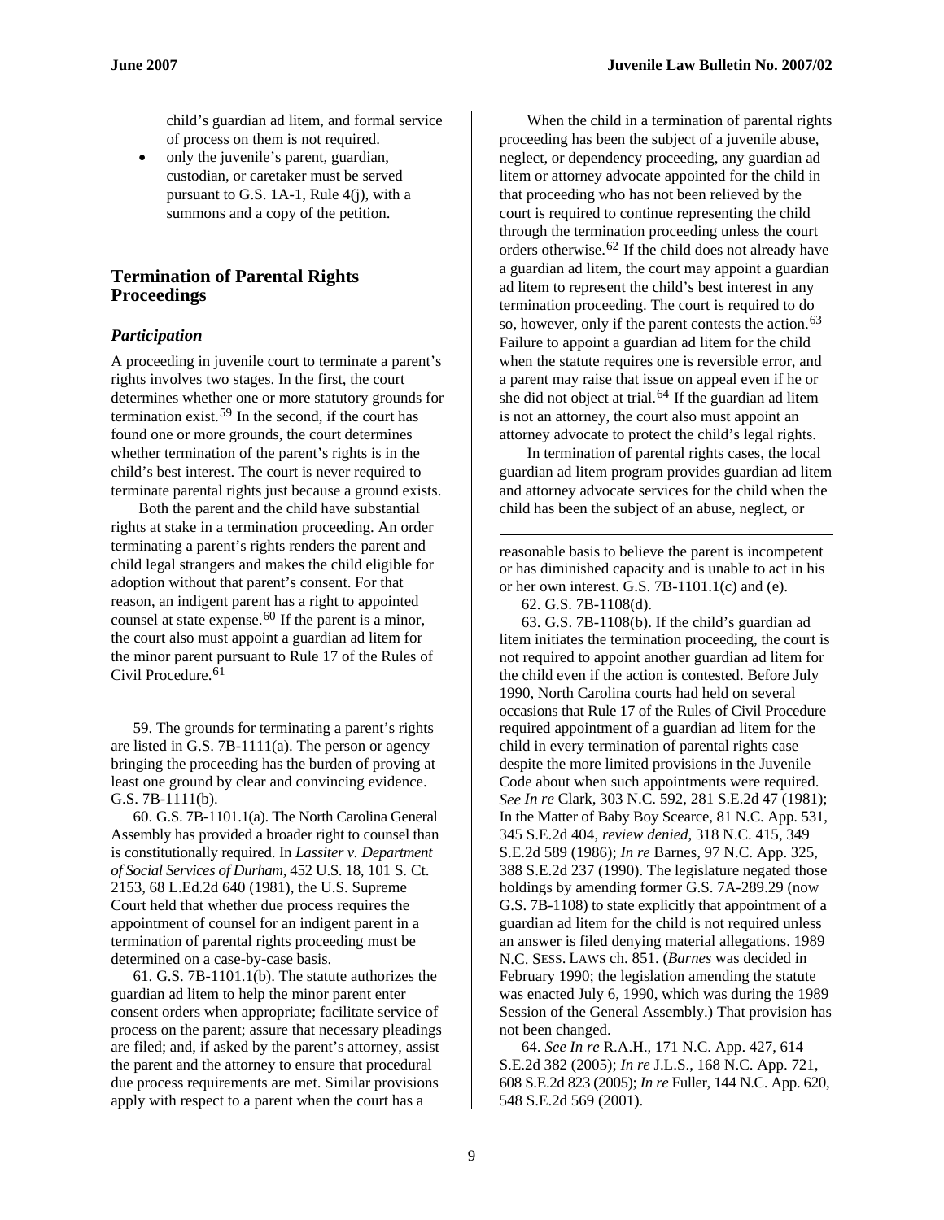child's guardian ad litem, and formal service of process on them is not required.
- only the juvenile's parent, guardian, custodian, or caretaker must be served pursuant to G.S. 1A-1, Rule 4(j), with a summons and a copy of the petition.

## Termination of Parental Rights Proceedings

### *Participation*

A proceeding in juvenile court to terminate a parent's rights involves two stages. In the first, the court determines whether one or more statutory grounds for termination exist.[59] In the second, if the court has found one or more grounds, the court determines whether termination of the parent's rights is in the child's best interest. The court is never required to terminate parental rights just because a ground exists.

Both the parent and the child have substantial rights at stake in a termination proceeding. An order terminating a parent's rights renders the parent and child legal strangers and makes the child eligible for adoption without that parent's consent. For that reason, an indigent parent has a right to appointed counsel at state expense.[60] If the parent is a minor, the court also must appoint a guardian ad litem for the minor parent pursuant to Rule 17 of the Rules of Civil Procedure.[61]

When the child in a termination of parental rights proceeding has been the subject of a juvenile abuse, neglect, or dependency proceeding, any guardian ad litem or attorney advocate appointed for the child in that proceeding who has not been relieved by the court is required to continue representing the child through the termination proceeding unless the court orders otherwise.[62] If the child does not already have a guardian ad litem, the court may appoint a guardian ad litem to represent the child's best interest in any termination proceeding. The court is required to do so, however, only if the parent contests the action.[63] Failure to appoint a guardian ad litem for the child when the statute requires one is reversible error, and a parent may raise that issue on appeal even if he or she did not object at trial.[64] If the guardian ad litem is not an attorney, the court also must appoint an attorney advocate to protect the child's legal rights.

In termination of parental rights cases, the local guardian ad litem program provides guardian ad litem and attorney advocate services for the child when the child has been the subject of an abuse, neglect, or

---

59. The grounds for terminating a parent's rights are listed in G.S. 7B-1111(a). The person or agency bringing the proceeding has the burden of proving at least one ground by clear and convincing evidence. G.S. 7B-1111(b).

60. G.S. 7B-1101.1(a). The North Carolina General Assembly has provided a broader right to counsel than is constitutionally required. In *Lassiter v. Department of Social Services of Durham*, 452 U.S. 18, 101 S. Ct. 2153, 68 L.Ed.2d 640 (1981), the U.S. Supreme Court held that whether due process requires the appointment of counsel for an indigent parent in a termination of parental rights proceeding must be determined on a case-by-case basis.

61. G.S. 7B-1101.1(b). The statute authorizes the guardian ad litem to help the minor parent enter consent orders when appropriate; facilitate service of process on the parent; assure that necessary pleadings are filed; and, if asked by the parent's attorney, assist the parent and the attorney to ensure that procedural due process requirements are met. Similar provisions apply with respect to a parent when the court has a reasonable basis to believe the parent is incompetent or has diminished capacity and is unable to act in his or her own interest. G.S. 7B-1101.1(c) and (e).

62. G.S. 7B-1108(d).

63. G.S. 7B-1108(b). If the child's guardian ad litem initiates the termination proceeding, the court is not required to appoint another guardian ad litem for the child even if the action is contested. Before July 1990, North Carolina courts had held on several occasions that Rule 17 of the Rules of Civil Procedure required appointment of a guardian ad litem for the child in every termination of parental rights case despite the more limited provisions in the Juvenile Code about when such appointments were required. *See In re* Clark, 303 N.C. 592, 281 S.E.2d 47 (1981); In the Matter of Baby Boy Scearce, 81 N.C. App. 531, 345 S.E.2d 404, *review denied*, 318 N.C. 415, 349 S.E.2d 589 (1986); *In re* Barnes, 97 N.C. App. 325, 388 S.E.2d 237 (1990). The legislature negated those holdings by amending former G.S. 7A-289.29 (now G.S. 7B-1108) to state explicitly that appointment of a guardian ad litem for the child is not required unless an answer is filed denying material allegations. 1989 N.C. SESS. LAWS ch. 851. (*Barnes* was decided in February 1990; the legislation amending the statute was enacted July 6, 1990, which was during the 1989 Session of the General Assembly.) That provision has not been changed.

64. *See In re* R.A.H., 171 N.C. App. 427, 614 S.E.2d 382 (2005); *In re* J.L.S., 168 N.C. App. 721, 608 S.E.2d 823 (2005); *In re* Fuller, 144 N.C. App. 620, 548 S.E.2d 569 (2001).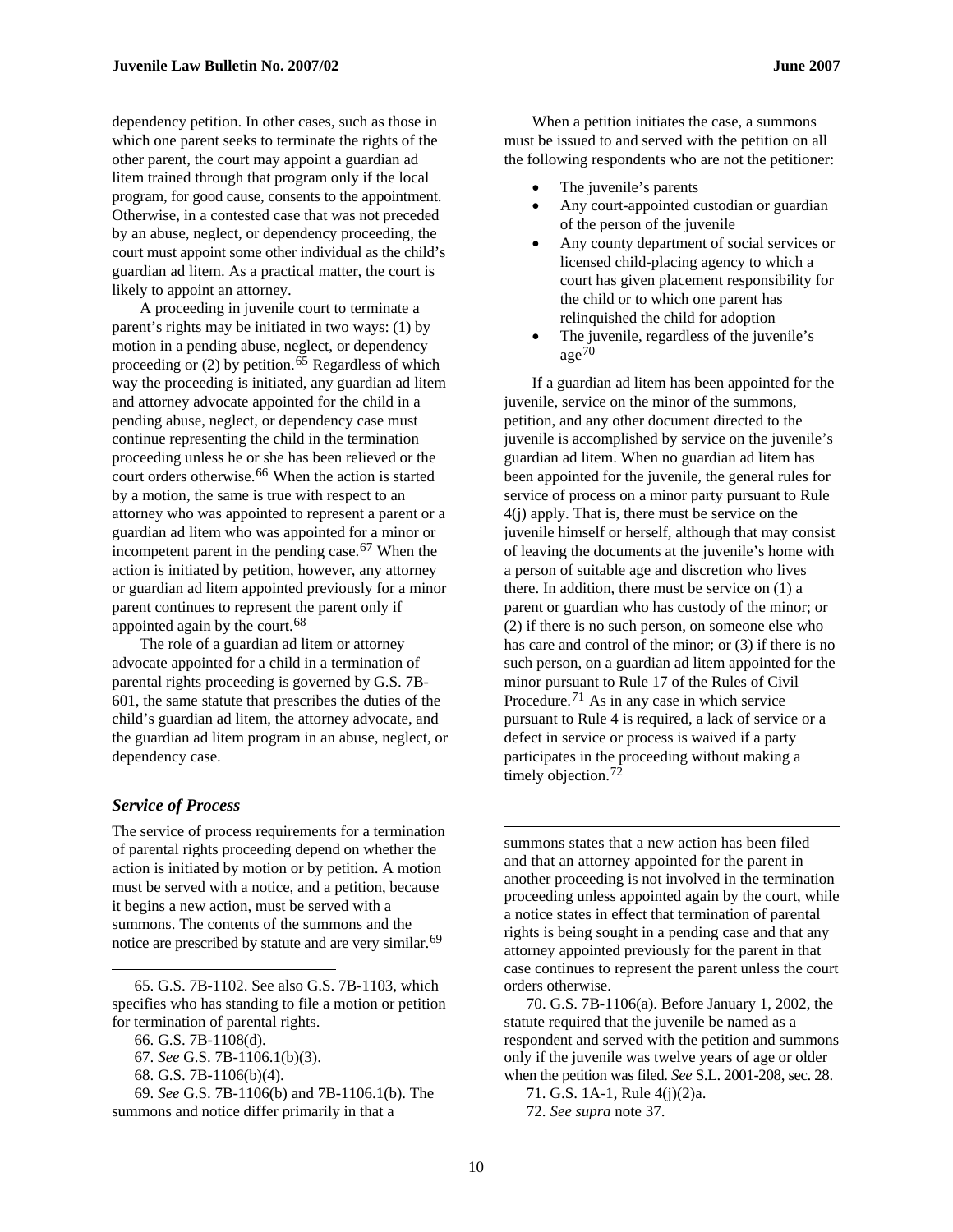dependency petition. In other cases, such as those in which one parent seeks to terminate the rights of the other parent, the court may appoint a guardian ad litem trained through that program only if the local program, for good cause, consents to the appointment. Otherwise, in a contested case that was not preceded by an abuse, neglect, or dependency proceeding, the court must appoint some other individual as the child's guardian ad litem. As a practical matter, the court is likely to appoint an attorney.

A proceeding in juvenile court to terminate a parent's rights may be initiated in two ways: (1) by motion in a pending abuse, neglect, or dependency proceeding or (2) by petition.[65] Regardless of which way the proceeding is initiated, any guardian ad litem and attorney advocate appointed for the child in a pending abuse, neglect, or dependency case must continue representing the child in the termination proceeding unless he or she has been relieved or the court orders otherwise.[66] When the action is started by a motion, the same is true with respect to an attorney who was appointed to represent a parent or a guardian ad litem who was appointed for a minor or incompetent parent in the pending case.[67] When the action is initiated by petition, however, any attorney or guardian ad litem appointed previously for a minor parent continues to represent the parent only if appointed again by the court.[68]

The role of a guardian ad litem or attorney advocate appointed for a child in a termination of parental rights proceeding is governed by G.S. 7B-601, the same statute that prescribes the duties of the child's guardian ad litem, the attorney advocate, and the guardian ad litem program in an abuse, neglect, or dependency case.

### *Service of Process*

The service of process requirements for a termination of parental rights proceeding depend on whether the action is initiated by motion or by petition. A motion must be served with a notice, and a petition, because it begins a new action, must be served with a summons. The contents of the summons and the notice are prescribed by statute and are very similar.[69]

When a petition initiates the case, a summons must be issued to and served with the petition on all the following respondents who are not the petitioner:

- The juvenile's parents
- Any court-appointed custodian or guardian of the person of the juvenile
- Any county department of social services or licensed child-placing agency to which a court has given placement responsibility for the child or to which one parent has relinquished the child for adoption
- The juvenile, regardless of the juvenile's age[70]

If a guardian ad litem has been appointed for the juvenile, service on the minor of the summons, petition, and any other document directed to the juvenile is accomplished by service on the juvenile's guardian ad litem. When no guardian ad litem has been appointed for the juvenile, the general rules for service of process on a minor party pursuant to Rule 4(j) apply. That is, there must be service on the juvenile himself or herself, although that may consist of leaving the documents at the juvenile's home with a person of suitable age and discretion who lives there. In addition, there must be service on (1) a parent or guardian who has custody of the minor; or (2) if there is no such person, on someone else who has care and control of the minor; or (3) if there is no such person, on a guardian ad litem appointed for the minor pursuant to Rule 17 of the Rules of Civil Procedure.[71] As in any case in which service pursuant to Rule 4 is required, a lack of service or a defect in service or process is waived if a party participates in the proceeding without making a timely objection.[72]

---

65. G.S. 7B-1102. See also G.S. 7B-1103, which specifies who has standing to file a motion or petition for termination of parental rights.

66. G.S. 7B-1108(d).

67. *See* G.S. 7B-1106.1(b)(3).

68. G.S. 7B-1106(b)(4).

69. *See* G.S. 7B-1106(b) and 7B-1106.1(b). The summons and notice differ primarily in that a summons states that a new action has been filed and that an attorney appointed for the parent in another proceeding is not involved in the termination proceeding unless appointed again by the court, while a notice states in effect that termination of parental rights is being sought in a pending case and that any attorney appointed previously for the parent in that case continues to represent the parent unless the court orders otherwise.

70. G.S. 7B-1106(a). Before January 1, 2002, the statute required that the juvenile be named as a respondent and served with the petition and summons only if the juvenile was twelve years of age or older when the petition was filed. *See* S.L. 2001-208, sec. 28.

71. G.S. 1A-1, Rule 4(j)(2)a.

72. *See supra* note 37.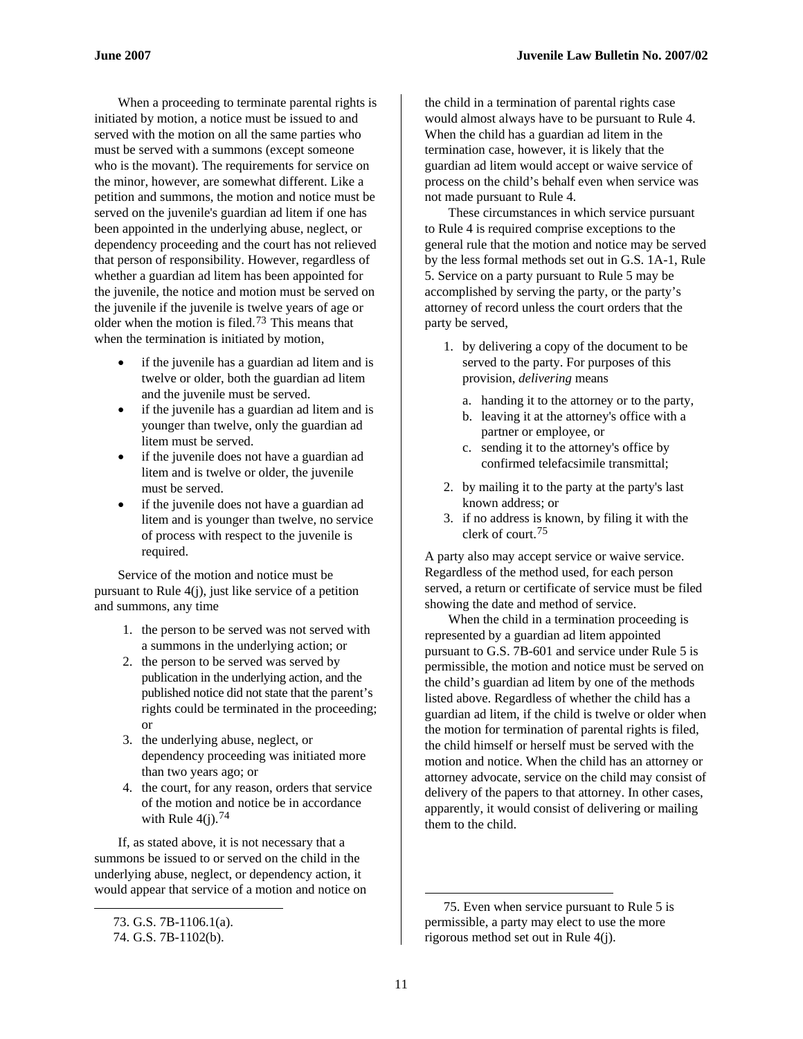When a proceeding to terminate parental rights is initiated by motion, a notice must be issued to and served with the motion on all the same parties who must be served with a summons (except someone who is the movant). The requirements for service on the minor, however, are somewhat different. Like a petition and summons, the motion and notice must be served on the juvenile's guardian ad litem if one has been appointed in the underlying abuse, neglect, or dependency proceeding and the court has not relieved that person of responsibility. However, regardless of whether a guardian ad litem has been appointed for the juvenile, the notice and motion must be served on the juvenile if the juvenile is twelve years of age or older when the motion is filed.[73] This means that when the termination is initiated by motion,

- if the juvenile has a guardian ad litem and is twelve or older, both the guardian ad litem and the juvenile must be served.
- if the juvenile has a guardian ad litem and is younger than twelve, only the guardian ad litem must be served.
- if the juvenile does not have a guardian ad litem and is twelve or older, the juvenile must be served.
- if the juvenile does not have a guardian ad litem and is younger than twelve, no service of process with respect to the juvenile is required.

Service of the motion and notice must be pursuant to Rule 4(j), just like service of a petition and summons, any time

1. the person to be served was not served with a summons in the underlying action; or
2. the person to be served was served by publication in the underlying action, and the published notice did not state that the parent's rights could be terminated in the proceeding; or
3. the underlying abuse, neglect, or dependency proceeding was initiated more than two years ago; or
4. the court, for any reason, orders that service of the motion and notice be in accordance with Rule 4(j).[74]

If, as stated above, it is not necessary that a summons be issued to or served on the child in the underlying abuse, neglect, or dependency action, it would appear that service of a motion and notice on the child in a termination of parental rights case would almost always have to be pursuant to Rule 4. When the child has a guardian ad litem in the termination case, however, it is likely that the guardian ad litem would accept or waive service of process on the child's behalf even when service was not made pursuant to Rule 4.

These circumstances in which service pursuant to Rule 4 is required comprise exceptions to the general rule that the motion and notice may be served by the less formal methods set out in G.S. 1A-1, Rule 5. Service on a party pursuant to Rule 5 may be accomplished by serving the party, or the party's attorney of record unless the court orders that the party be served,

1. by delivering a copy of the document to be served to the party. For purposes of this provision, *delivering* means
   a. handing it to the attorney or to the party,
   b. leaving it at the attorney's office with a partner or employee, or
   c. sending it to the attorney's office by confirmed telefacsimile transmittal;
2. by mailing it to the party at the party's last known address; or
3. if no address is known, by filing it with the clerk of court.[75]

A party also may accept service or waive service. Regardless of the method used, for each person served, a return or certificate of service must be filed showing the date and method of service.

When the child in a termination proceeding is represented by a guardian ad litem appointed pursuant to G.S. 7B-601 and service under Rule 5 is permissible, the motion and notice must be served on the child's guardian ad litem by one of the methods listed above. Regardless of whether the child has a guardian ad litem, if the child is twelve or older when the motion for termination of parental rights is filed, the child himself or herself must be served with the motion and notice. When the child has an attorney or attorney advocate, service on the child may consist of delivery of the papers to that attorney. In other cases, apparently, it would consist of delivering or mailing them to the child.

---

73. G.S. 7B-1106.1(a).

74. G.S. 7B-1102(b).

75. Even when service pursuant to Rule 5 is permissible, a party may elect to use the more rigorous method set out in Rule 4(j).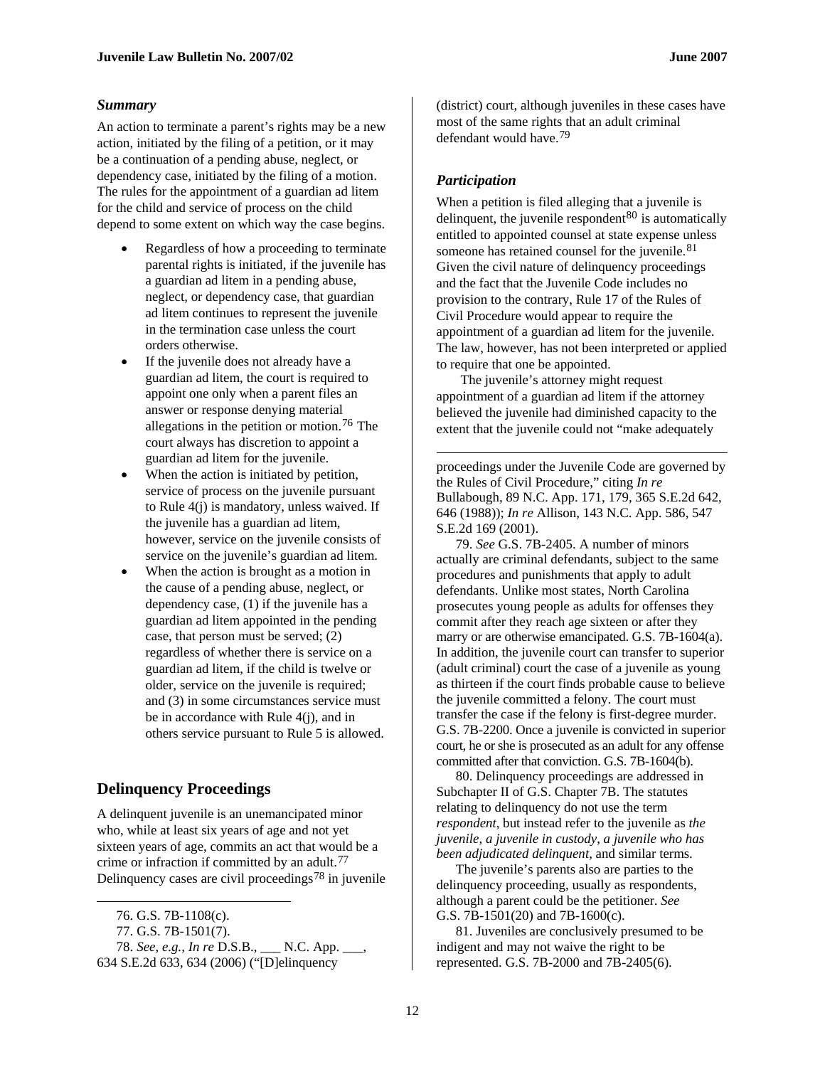### *Summary*

An action to terminate a parent's rights may be a new action, initiated by the filing of a petition, or it may be a continuation of a pending abuse, neglect, or dependency case, initiated by the filing of a motion. The rules for the appointment of a guardian ad litem for the child and service of process on the child depend to some extent on which way the case begins.

- Regardless of how a proceeding to terminate parental rights is initiated, if the juvenile has a guardian ad litem in a pending abuse, neglect, or dependency case, that guardian ad litem continues to represent the juvenile in the termination case unless the court orders otherwise.
- If the juvenile does not already have a guardian ad litem, the court is required to appoint one only when a parent files an answer or response denying material allegations in the petition or motion.[76] The court always has discretion to appoint a guardian ad litem for the juvenile.
- When the action is initiated by petition, service of process on the juvenile pursuant to Rule 4(j) is mandatory, unless waived. If the juvenile has a guardian ad litem, however, service on the juvenile consists of service on the juvenile's guardian ad litem.
- When the action is brought as a motion in the cause of a pending abuse, neglect, or dependency case, (1) if the juvenile has a guardian ad litem appointed in the pending case, that person must be served; (2) regardless of whether there is service on a guardian ad litem, if the child is twelve or older, service on the juvenile is required; and (3) in some circumstances service must be in accordance with Rule 4(j), and in others service pursuant to Rule 5 is allowed.

## Delinquency Proceedings

A delinquent juvenile is an unemancipated minor who, while at least six years of age and not yet sixteen years of age, commits an act that would be a crime or infraction if committed by an adult.[77] Delinquency cases are civil proceedings[78] in juvenile (district) court, although juveniles in these cases have most of the same rights that an adult criminal defendant would have.[79]

### *Participation*

When a petition is filed alleging that a juvenile is delinquent, the juvenile respondent[80] is automatically entitled to appointed counsel at state expense unless someone has retained counsel for the juvenile.[81] Given the civil nature of delinquency proceedings and the fact that the Juvenile Code includes no provision to the contrary, Rule 17 of the Rules of Civil Procedure would appear to require the appointment of a guardian ad litem for the juvenile. The law, however, has not been interpreted or applied to require that one be appointed.

The juvenile's attorney might request appointment of a guardian ad litem if the attorney believed the juvenile had diminished capacity to the extent that the juvenile could not "make adequately

---

76. G.S. 7B-1108(c).

77. G.S. 7B-1501(7).

78. *See*, *e.g.*, *In re* D.S.B., ___ N.C. App. ___, 634 S.E.2d 633, 634 (2006) ("[D]elinquency proceedings under the Juvenile Code are governed by the Rules of Civil Procedure," citing *In re* Bullabough, 89 N.C. App. 171, 179, 365 S.E.2d 642, 646 (1988)); *In re* Allison, 143 N.C. App. 586, 547 S.E.2d 169 (2001).

79. *See* G.S. 7B-2405. A number of minors actually are criminal defendants, subject to the same procedures and punishments that apply to adult defendants. Unlike most states, North Carolina prosecutes young people as adults for offenses they commit after they reach age sixteen or after they marry or are otherwise emancipated. G.S. 7B-1604(a). In addition, the juvenile court can transfer to superior (adult criminal) court the case of a juvenile as young as thirteen if the court finds probable cause to believe the juvenile committed a felony. The court must transfer the case if the felony is first-degree murder. G.S. 7B-2200. Once a juvenile is convicted in superior court, he or she is prosecuted as an adult for any offense committed after that conviction. G.S. 7B-1604(b).

80. Delinquency proceedings are addressed in Subchapter II of G.S. Chapter 7B. The statutes relating to delinquency do not use the term *respondent*, but instead refer to the juvenile as *the juvenile*, *a juvenile in custody*, *a juvenile who has been adjudicated delinquent*, and similar terms.

The juvenile's parents also are parties to the delinquency proceeding, usually as respondents, although a parent could be the petitioner. *See* G.S. 7B-1501(20) and 7B-1600(c).

81. Juveniles are conclusively presumed to be indigent and may not waive the right to be represented. G.S. 7B-2000 and 7B-2405(6).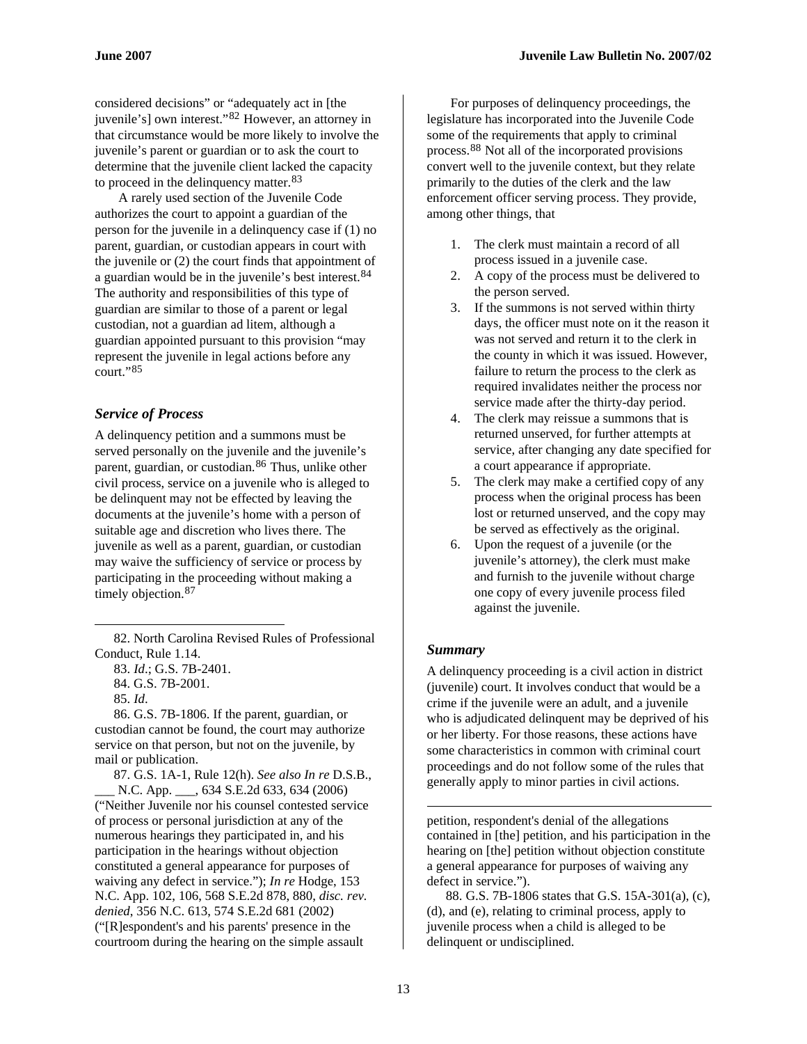considered decisions" or "adequately act in [the juvenile's] own interest."[82] However, an attorney in that circumstance would be more likely to involve the juvenile's parent or guardian or to ask the court to determine that the juvenile client lacked the capacity to proceed in the delinquency matter.[83]

A rarely used section of the Juvenile Code authorizes the court to appoint a guardian of the person for the juvenile in a delinquency case if (1) no parent, guardian, or custodian appears in court with the juvenile or (2) the court finds that appointment of a guardian would be in the juvenile's best interest.[84] The authority and responsibilities of this type of guardian are similar to those of a parent or legal custodian, not a guardian ad litem, although a guardian appointed pursuant to this provision "may represent the juvenile in legal actions before any court."[85]

### *Service of Process*

A delinquency petition and a summons must be served personally on the juvenile and the juvenile's parent, guardian, or custodian.[86] Thus, unlike other civil process, service on a juvenile who is alleged to be delinquent may not be effected by leaving the documents at the juvenile's home with a person of suitable age and discretion who lives there. The juvenile as well as a parent, guardian, or custodian may waive the sufficiency of service or process by participating in the proceeding without making a timely objection.[87]

For purposes of delinquency proceedings, the legislature has incorporated into the Juvenile Code some of the requirements that apply to criminal process.[88] Not all of the incorporated provisions convert well to the juvenile context, but they relate primarily to the duties of the clerk and the law enforcement officer serving process. They provide, among other things, that

1. The clerk must maintain a record of all process issued in a juvenile case.
2. A copy of the process must be delivered to the person served.
3. If the summons is not served within thirty days, the officer must note on it the reason it was not served and return it to the clerk in the county in which it was issued. However, failure to return the process to the clerk as required invalidates neither the process nor service made after the thirty-day period.
4. The clerk may reissue a summons that is returned unserved, for further attempts at service, after changing any date specified for a court appearance if appropriate.
5. The clerk may make a certified copy of any process when the original process has been lost or returned unserved, and the copy may be served as effectively as the original.
6. Upon the request of a juvenile (or the juvenile's attorney), the clerk must make and furnish to the juvenile without charge one copy of every juvenile process filed against the juvenile.

### *Summary*

A delinquency proceeding is a civil action in district (juvenile) court. It involves conduct that would be a crime if the juvenile were an adult, and a juvenile who is adjudicated delinquent may be deprived of his or her liberty. For those reasons, these actions have some characteristics in common with criminal court proceedings and do not follow some of the rules that generally apply to minor parties in civil actions.

---

82. North Carolina Revised Rules of Professional Conduct, Rule 1.14.

83. *Id*.; G.S. 7B-2401.

84. G.S. 7B-2001.

85. *Id*.

86. G.S. 7B-1806. If the parent, guardian, or custodian cannot be found, the court may authorize service on that person, but not on the juvenile, by mail or publication.

87. G.S. 1A-1, Rule 12(h). *See also In re* D.S.B., ___ N.C. App. ___, 634 S.E.2d 633, 634 (2006) ("Neither Juvenile nor his counsel contested service of process or personal jurisdiction at any of the numerous hearings they participated in, and his participation in the hearings without objection constituted a general appearance for purposes of waiving any defect in service."); *In re* Hodge, 153 N.C. App. 102, 106, 568 S.E.2d 878, 880, *disc. rev. denied*, 356 N.C. 613, 574 S.E.2d 681 (2002) ("[R]espondent's and his parents' presence in the courtroom during the hearing on the simple assault petition, respondent's denial of the allegations contained in [the] petition, and his participation in the hearing on [the] petition without objection constitute a general appearance for purposes of waiving any defect in service.").

88. G.S. 7B-1806 states that G.S. 15A-301(a), (c), (d), and (e), relating to criminal process, apply to juvenile process when a child is alleged to be delinquent or undisciplined.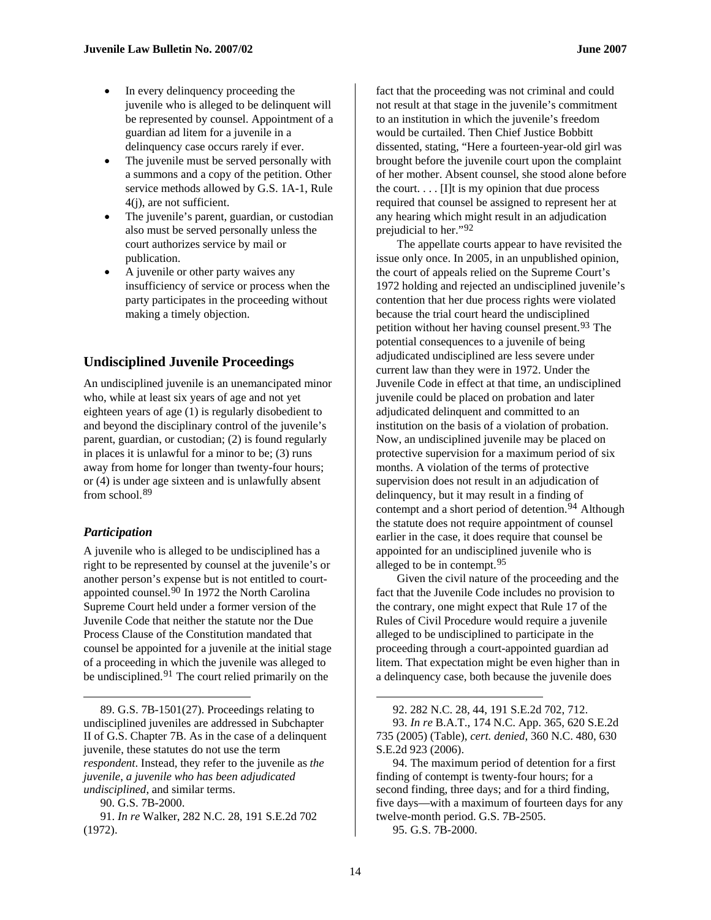- In every delinquency proceeding the juvenile who is alleged to be delinquent will be represented by counsel. Appointment of a guardian ad litem for a juvenile in a delinquency case occurs rarely if ever.
- The juvenile must be served personally with a summons and a copy of the petition. Other service methods allowed by G.S. 1A-1, Rule 4(j), are not sufficient.
- The juvenile's parent, guardian, or custodian also must be served personally unless the court authorizes service by mail or publication.
- A juvenile or other party waives any insufficiency of service or process when the party participates in the proceeding without making a timely objection.

## Undisciplined Juvenile Proceedings

An undisciplined juvenile is an unemancipated minor who, while at least six years of age and not yet eighteen years of age (1) is regularly disobedient to and beyond the disciplinary control of the juvenile's parent, guardian, or custodian; (2) is found regularly in places it is unlawful for a minor to be; (3) runs away from home for longer than twenty-four hours; or (4) is under age sixteen and is unlawfully absent from school.[89]

### *Participation*

A juvenile who is alleged to be undisciplined has a right to be represented by counsel at the juvenile's or another person's expense but is not entitled to court-appointed counsel.[90] In 1972 the North Carolina Supreme Court held under a former version of the Juvenile Code that neither the statute nor the Due Process Clause of the Constitution mandated that counsel be appointed for a juvenile at the initial stage of a proceeding in which the juvenile was alleged to be undisciplined.[91] The court relied primarily on the fact that the proceeding was not criminal and could not result at that stage in the juvenile's commitment to an institution in which the juvenile's freedom would be curtailed. Then Chief Justice Bobbitt dissented, stating, "Here a fourteen-year-old girl was brought before the juvenile court upon the complaint of her mother. Absent counsel, she stood alone before the court. . . . [I]t is my opinion that due process required that counsel be assigned to represent her at any hearing which might result in an adjudication prejudicial to her."[92]

The appellate courts appear to have revisited the issue only once. In 2005, in an unpublished opinion, the court of appeals relied on the Supreme Court's 1972 holding and rejected an undisciplined juvenile's contention that her due process rights were violated because the trial court heard the undisciplined petition without her having counsel present.[93] The potential consequences to a juvenile of being adjudicated undisciplined are less severe under current law than they were in 1972. Under the Juvenile Code in effect at that time, an undisciplined juvenile could be placed on probation and later adjudicated delinquent and committed to an institution on the basis of a violation of probation. Now, an undisciplined juvenile may be placed on protective supervision for a maximum period of six months. A violation of the terms of protective supervision does not result in an adjudication of delinquency, but it may result in a finding of contempt and a short period of detention.[94] Although the statute does not require appointment of counsel earlier in the case, it does require that counsel be appointed for an undisciplined juvenile who is alleged to be in contempt.[95]

Given the civil nature of the proceeding and the fact that the Juvenile Code includes no provision to the contrary, one might expect that Rule 17 of the Rules of Civil Procedure would require a juvenile alleged to be undisciplined to participate in the proceeding through a court-appointed guardian ad litem. That expectation might be even higher than in a delinquency case, both because the juvenile does

---

89. G.S. 7B-1501(27). Proceedings relating to undisciplined juveniles are addressed in Subchapter II of G.S. Chapter 7B. As in the case of a delinquent juvenile, these statutes do not use the term *respondent*. Instead, they refer to the juvenile as *the juvenile, a juvenile who has been adjudicated undisciplined*, and similar terms.

90. G.S. 7B-2000.

91. *In re* Walker, 282 N.C. 28, 191 S.E.2d 702 (1972).

92. 282 N.C. 28, 44, 191 S.E.2d 702, 712.

93. *In re* B.A.T., 174 N.C. App. 365, 620 S.E.2d 735 (2005) (Table), *cert. denied*, 360 N.C. 480, 630 S.E.2d 923 (2006).

94. The maximum period of detention for a first finding of contempt is twenty-four hours; for a second finding, three days; and for a third finding, five days—with a maximum of fourteen days for any twelve-month period. G.S. 7B-2505.

95. G.S. 7B-2000.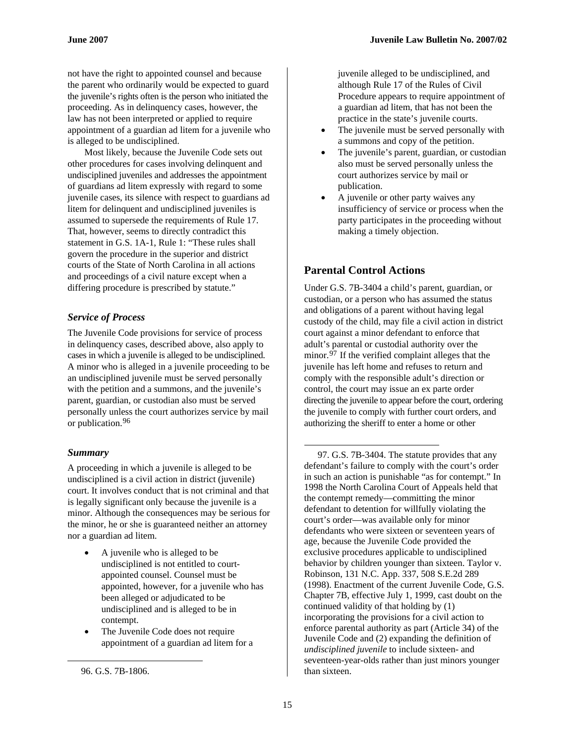not have the right to appointed counsel and because the parent who ordinarily would be expected to guard the juvenile's rights often is the person who initiated the proceeding. As in delinquency cases, however, the law has not been interpreted or applied to require appointment of a guardian ad litem for a juvenile who is alleged to be undisciplined.

Most likely, because the Juvenile Code sets out other procedures for cases involving delinquent and undisciplined juveniles and addresses the appointment of guardians ad litem expressly with regard to some juvenile cases, its silence with respect to guardians ad litem for delinquent and undisciplined juveniles is assumed to supersede the requirements of Rule 17. That, however, seems to directly contradict this statement in G.S. 1A-1, Rule 1: "These rules shall govern the procedure in the superior and district courts of the State of North Carolina in all actions and proceedings of a civil nature except when a differing procedure is prescribed by statute."

### *Service of Process*

The Juvenile Code provisions for service of process in delinquency cases, described above, also apply to cases in which a juvenile is alleged to be undisciplined. A minor who is alleged in a juvenile proceeding to be an undisciplined juvenile must be served personally with the petition and a summons, and the juvenile's parent, guardian, or custodian also must be served personally unless the court authorizes service by mail or publication.[96]

### *Summary*

A proceeding in which a juvenile is alleged to be undisciplined is a civil action in district (juvenile) court. It involves conduct that is not criminal and that is legally significant only because the juvenile is a minor. Although the consequences may be serious for the minor, he or she is guaranteed neither an attorney nor a guardian ad litem.

- A juvenile who is alleged to be undisciplined is not entitled to court-appointed counsel. Counsel must be appointed, however, for a juvenile who has been alleged or adjudicated to be undisciplined and is alleged to be in contempt.
- The Juvenile Code does not require appointment of a guardian ad litem for a juvenile alleged to be undisciplined, and although Rule 17 of the Rules of Civil Procedure appears to require appointment of a guardian ad litem, that has not been the practice in the state's juvenile courts.
- The juvenile must be served personally with a summons and copy of the petition.
- The juvenile's parent, guardian, or custodian also must be served personally unless the court authorizes service by mail or publication.
- A juvenile or other party waives any insufficiency of service or process when the party participates in the proceeding without making a timely objection.

## Parental Control Actions

Under G.S. 7B-3404 a child's parent, guardian, or custodian, or a person who has assumed the status and obligations of a parent without having legal custody of the child, may file a civil action in district court against a minor defendant to enforce that adult's parental or custodial authority over the minor.[97] If the verified complaint alleges that the juvenile has left home and refuses to return and comply with the responsible adult's direction or control, the court may issue an ex parte order directing the juvenile to appear before the court, ordering the juvenile to comply with further court orders, and authorizing the sheriff to enter a home or other

---

96. G.S. 7B-1806.

97. G.S. 7B-3404. The statute provides that any defendant's failure to comply with the court's order in such an action is punishable "as for contempt." In 1998 the North Carolina Court of Appeals held that the contempt remedy—committing the minor defendant to detention for willfully violating the court's order—was available only for minor defendants who were sixteen or seventeen years of age, because the Juvenile Code provided the exclusive procedures applicable to undisciplined behavior by children younger than sixteen. Taylor v. Robinson, 131 N.C. App. 337, 508 S.E.2d 289 (1998). Enactment of the current Juvenile Code, G.S. Chapter 7B, effective July 1, 1999, cast doubt on the continued validity of that holding by (1) incorporating the provisions for a civil action to enforce parental authority as part (Article 34) of the Juvenile Code and (2) expanding the definition of *undisciplined juvenile* to include sixteen- and seventeen-year-olds rather than just minors younger than sixteen.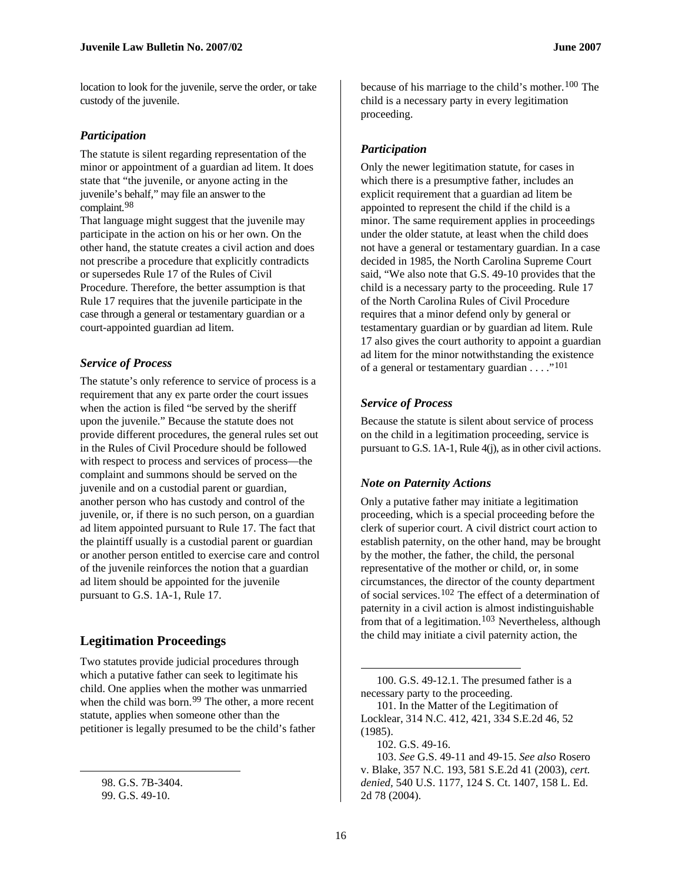location to look for the juvenile, serve the order, or take custody of the juvenile.

### *Participation*

The statute is silent regarding representation of the minor or appointment of a guardian ad litem. It does state that "the juvenile, or anyone acting in the juvenile's behalf," may file an answer to the complaint.[98]

That language might suggest that the juvenile may participate in the action on his or her own. On the other hand, the statute creates a civil action and does not prescribe a procedure that explicitly contradicts or supersedes Rule 17 of the Rules of Civil Procedure. Therefore, the better assumption is that Rule 17 requires that the juvenile participate in the case through a general or testamentary guardian or a court-appointed guardian ad litem.

### *Service of Process*

The statute's only reference to service of process is a requirement that any ex parte order the court issues when the action is filed "be served by the sheriff upon the juvenile." Because the statute does not provide different procedures, the general rules set out in the Rules of Civil Procedure should be followed with respect to process and services of process—the complaint and summons should be served on the juvenile and on a custodial parent or guardian, another person who has custody and control of the juvenile, or, if there is no such person, on a guardian ad litem appointed pursuant to Rule 17. The fact that the plaintiff usually is a custodial parent or guardian or another person entitled to exercise care and control of the juvenile reinforces the notion that a guardian ad litem should be appointed for the juvenile pursuant to G.S. 1A-1, Rule 17.

## Legitimation Proceedings

Two statutes provide judicial procedures through which a putative father can seek to legitimate his child. One applies when the mother was unmarried when the child was born.[99] The other, a more recent statute, applies when someone other than the petitioner is legally presumed to be the child's father because of his marriage to the child's mother.[100] The child is a necessary party in every legitimation proceeding.

### *Participation*

Only the newer legitimation statute, for cases in which there is a presumptive father, includes an explicit requirement that a guardian ad litem be appointed to represent the child if the child is a minor. The same requirement applies in proceedings under the older statute, at least when the child does not have a general or testamentary guardian. In a case decided in 1985, the North Carolina Supreme Court said, "We also note that G.S. 49-10 provides that the child is a necessary party to the proceeding. Rule 17 of the North Carolina Rules of Civil Procedure requires that a minor defend only by general or testamentary guardian or by guardian ad litem. Rule 17 also gives the court authority to appoint a guardian ad litem for the minor notwithstanding the existence of a general or testamentary guardian . . . ."[101]

### *Service of Process*

Because the statute is silent about service of process on the child in a legitimation proceeding, service is pursuant to G.S. 1A-1, Rule 4(j), as in other civil actions.

### *Note on Paternity Actions*

Only a putative father may initiate a legitimation proceeding, which is a special proceeding before the clerk of superior court. A civil district court action to establish paternity, on the other hand, may be brought by the mother, the father, the child, the personal representative of the mother or child, or, in some circumstances, the director of the county department of social services.[102] The effect of a determination of paternity in a civil action is almost indistinguishable from that of a legitimation.[103] Nevertheless, although the child may initiate a civil paternity action, the

---

98. G.S. 7B-3404.

99. G.S. 49-10.

100. G.S. 49-12.1. The presumed father is a necessary party to the proceeding.

101. In the Matter of the Legitimation of Locklear, 314 N.C. 412, 421, 334 S.E.2d 46, 52 (1985).

102. G.S. 49-16.

103. *See* G.S. 49-11 and 49-15. *See also* Rosero v. Blake, 357 N.C. 193, 581 S.E.2d 41 (2003), *cert. denied*, 540 U.S. 1177, 124 S. Ct. 1407, 158 L. Ed. 2d 78 (2004).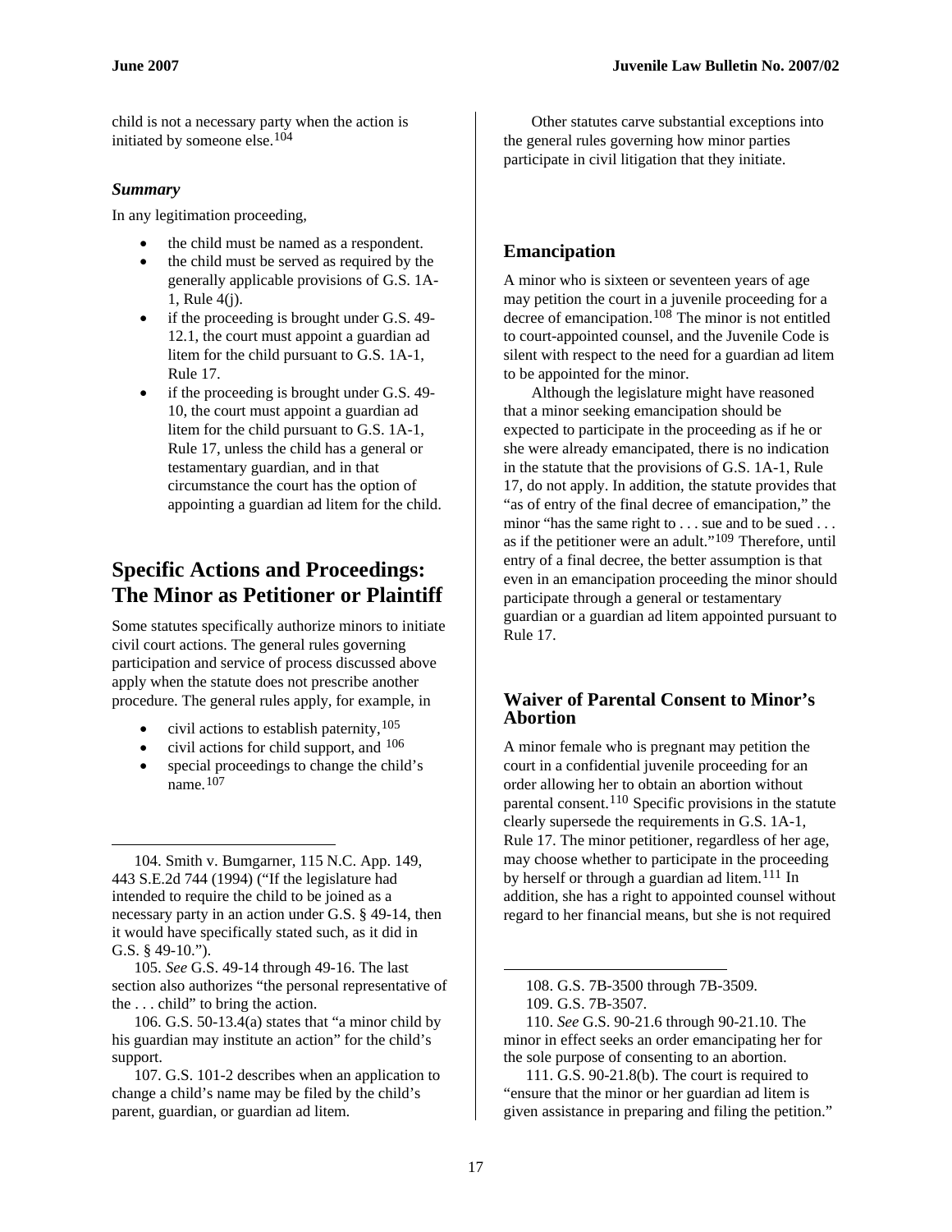child is not a necessary party when the action is initiated by someone else.[104]

### *Summary*

In any legitimation proceeding,

- the child must be named as a respondent.
- the child must be served as required by the generally applicable provisions of G.S. 1A-1, Rule 4(j).
- if the proceeding is brought under G.S. 49-12.1, the court must appoint a guardian ad litem for the child pursuant to G.S. 1A-1, Rule 17.
- if the proceeding is brought under G.S. 49-10, the court must appoint a guardian ad litem for the child pursuant to G.S. 1A-1, Rule 17, unless the child has a general or testamentary guardian, and in that circumstance the court has the option of appointing a guardian ad litem for the child.

## Specific Actions and Proceedings: The Minor as Petitioner or Plaintiff

Some statutes specifically authorize minors to initiate civil court actions. The general rules governing participation and service of process discussed above apply when the statute does not prescribe another procedure. The general rules apply, for example, in

- civil actions to establish paternity,[105]
- civil actions for child support, and [106]
- special proceedings to change the child's name.[107]

Other statutes carve substantial exceptions into the general rules governing how minor parties participate in civil litigation that they initiate.

### Emancipation

A minor who is sixteen or seventeen years of age may petition the court in a juvenile proceeding for a decree of emancipation.[108] The minor is not entitled to court-appointed counsel, and the Juvenile Code is silent with respect to the need for a guardian ad litem to be appointed for the minor.

Although the legislature might have reasoned that a minor seeking emancipation should be expected to participate in the proceeding as if he or she were already emancipated, there is no indication in the statute that the provisions of G.S. 1A-1, Rule 17, do not apply. In addition, the statute provides that "as of entry of the final decree of emancipation," the minor "has the same right to . . . sue and to be sued . . . as if the petitioner were an adult."[109] Therefore, until entry of a final decree, the better assumption is that even in an emancipation proceeding the minor should participate through a general or testamentary guardian or a guardian ad litem appointed pursuant to Rule 17.

### Waiver of Parental Consent to Minor's Abortion

A minor female who is pregnant may petition the court in a confidential juvenile proceeding for an order allowing her to obtain an abortion without parental consent.[110] Specific provisions in the statute clearly supersede the requirements in G.S. 1A-1, Rule 17. The minor petitioner, regardless of her age, may choose whether to participate in the proceeding by herself or through a guardian ad litem.[111] In addition, she has a right to appointed counsel without regard to her financial means, but she is not required

---

104. Smith v. Bumgarner, 115 N.C. App. 149, 443 S.E.2d 744 (1994) ("If the legislature had intended to require the child to be joined as a necessary party in an action under G.S. § 49-14, then it would have specifically stated such, as it did in G.S. § 49-10.").

105. *See* G.S. 49-14 through 49-16. The last section also authorizes "the personal representative of the . . . child" to bring the action.

106. G.S. 50-13.4(a) states that "a minor child by his guardian may institute an action" for the child's support.

107. G.S. 101-2 describes when an application to change a child's name may be filed by the child's parent, guardian, or guardian ad litem.

108. G.S. 7B-3500 through 7B-3509.

109. G.S. 7B-3507.

110. *See* G.S. 90-21.6 through 90-21.10. The minor in effect seeks an order emancipating her for the sole purpose of consenting to an abortion.

111. G.S. 90-21.8(b). The court is required to "ensure that the minor or her guardian ad litem is given assistance in preparing and filing the petition."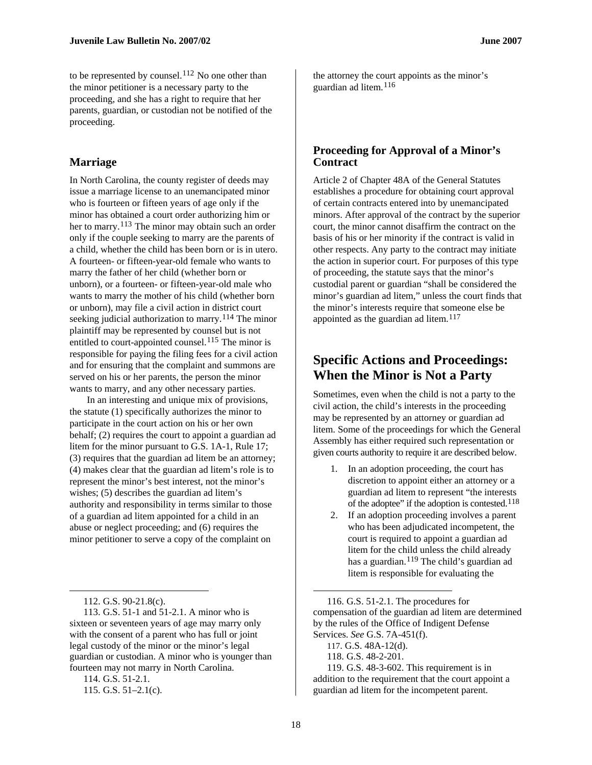to be represented by counsel.[112] No one other than the minor petitioner is a necessary party to the proceeding, and she has a right to require that her parents, guardian, or custodian not be notified of the proceeding.

## Marriage

In North Carolina, the county register of deeds may issue a marriage license to an unemancipated minor who is fourteen or fifteen years of age only if the minor has obtained a court order authorizing him or her to marry.[113] The minor may obtain such an order only if the couple seeking to marry are the parents of a child, whether the child has been born or is in utero. A fourteen- or fifteen-year-old female who wants to marry the father of her child (whether born or unborn), or a fourteen- or fifteen-year-old male who wants to marry the mother of his child (whether born or unborn), may file a civil action in district court seeking judicial authorization to marry.[114] The minor plaintiff may be represented by counsel but is not entitled to court-appointed counsel.[115] The minor is responsible for paying the filing fees for a civil action and for ensuring that the complaint and summons are served on his or her parents, the person the minor wants to marry, and any other necessary parties.

In an interesting and unique mix of provisions, the statute (1) specifically authorizes the minor to participate in the court action on his or her own behalf; (2) requires the court to appoint a guardian ad litem for the minor pursuant to G.S. 1A-1, Rule 17; (3) requires that the guardian ad litem be an attorney; (4) makes clear that the guardian ad litem's role is to represent the minor's best interest, not the minor's wishes; (5) describes the guardian ad litem's authority and responsibility in terms similar to those of a guardian ad litem appointed for a child in an abuse or neglect proceeding; and (6) requires the minor petitioner to serve a copy of the complaint on the attorney the court appoints as the minor's guardian ad litem.[116]

## Proceeding for Approval of a Minor's Contract

Article 2 of Chapter 48A of the General Statutes establishes a procedure for obtaining court approval of certain contracts entered into by unemancipated minors. After approval of the contract by the superior court, the minor cannot disaffirm the contract on the basis of his or her minority if the contract is valid in other respects. Any party to the contract may initiate the action in superior court. For purposes of this type of proceeding, the statute says that the minor's custodial parent or guardian "shall be considered the minor's guardian ad litem," unless the court finds that the minor's interests require that someone else be appointed as the guardian ad litem.[117]

# Specific Actions and Proceedings: When the Minor is Not a Party

Sometimes, even when the child is not a party to the civil action, the child's interests in the proceeding may be represented by an attorney or guardian ad litem. Some of the proceedings for which the General Assembly has either required such representation or given courts authority to require it are described below.

1. In an adoption proceeding, the court has discretion to appoint either an attorney or a guardian ad litem to represent "the interests of the adoptee" if the adoption is contested.[118]
2. If an adoption proceeding involves a parent who has been adjudicated incompetent, the court is required to appoint a guardian ad litem for the child unless the child already has a guardian.[119] The child's guardian ad litem is responsible for evaluating the

---

112. G.S. 90-21.8(c).

113. G.S. 51-1 and 51-2.1. A minor who is sixteen or seventeen years of age may marry only with the consent of a parent who has full or joint legal custody of the minor or the minor's legal guardian or custodian. A minor who is younger than fourteen may not marry in North Carolina.

114. G.S. 51-2.1.

115. G.S. 51–2.1(c).

116. G.S. 51-2.1. The procedures for compensation of the guardian ad litem are determined by the rules of the Office of Indigent Defense Services. *See* G.S. 7A-451(f).

117. G.S. 48A-12(d).

118. G.S. 48-2-201.

119. G.S. 48-3-602. This requirement is in addition to the requirement that the court appoint a guardian ad litem for the incompetent parent.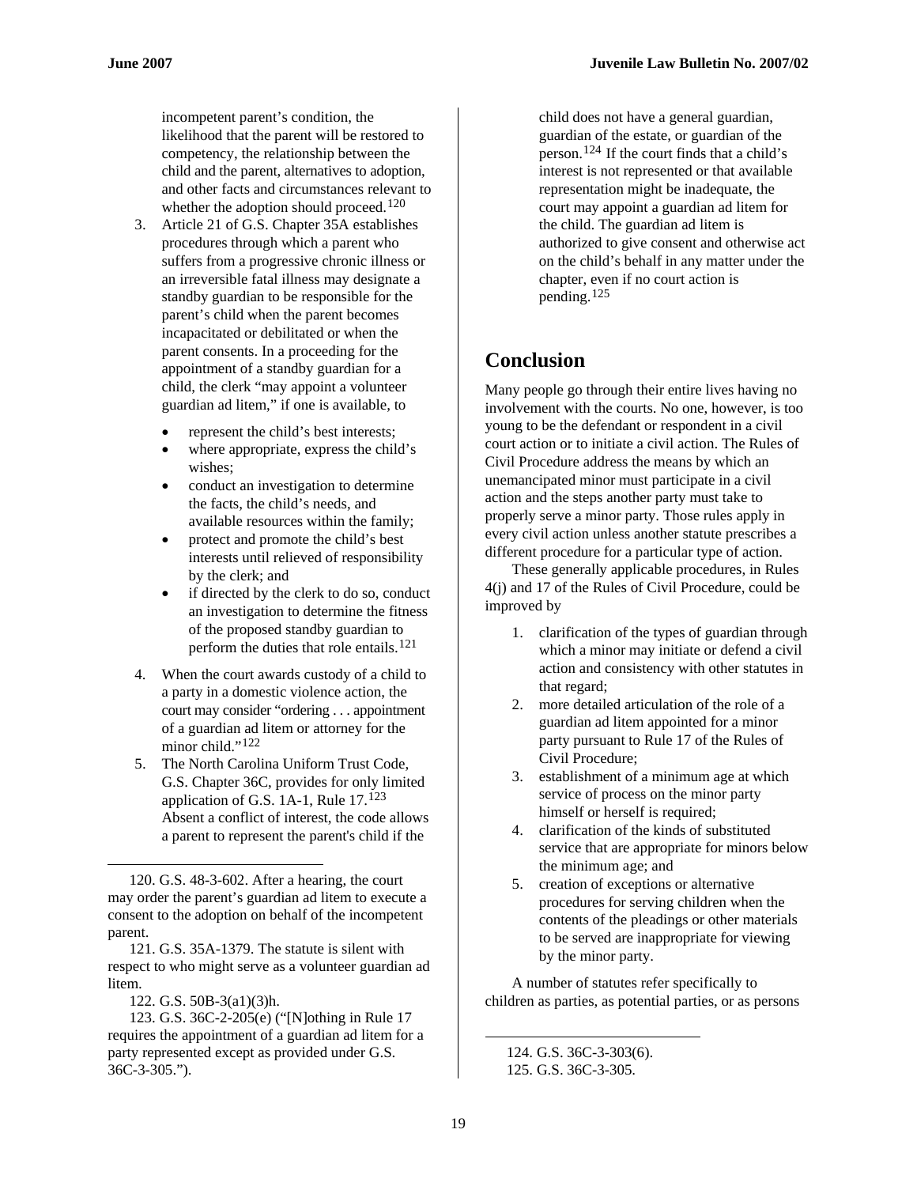incompetent parent's condition, the likelihood that the parent will be restored to competency, the relationship between the child and the parent, alternatives to adoption, and other facts and circumstances relevant to whether the adoption should proceed.[120]

3. Article 21 of G.S. Chapter 35A establishes procedures through which a parent who suffers from a progressive chronic illness or an irreversible fatal illness may designate a standby guardian to be responsible for the parent's child when the parent becomes incapacitated or debilitated or when the parent consents. In a proceeding for the appointment of a standby guardian for a child, the clerk "may appoint a volunteer guardian ad litem," if one is available, to

   - represent the child's best interests;
   - where appropriate, express the child's wishes;
   - conduct an investigation to determine the facts, the child's needs, and available resources within the family;
   - protect and promote the child's best interests until relieved of responsibility by the clerk; and
   - if directed by the clerk to do so, conduct an investigation to determine the fitness of the proposed standby guardian to perform the duties that role entails.[121]

4. When the court awards custody of a child to a party in a domestic violence action, the court may consider "ordering . . . appointment of a guardian ad litem or attorney for the minor child."[122]
5. The North Carolina Uniform Trust Code, G.S. Chapter 36C, provides for only limited application of G.S. 1A-1, Rule 17.[123] Absent a conflict of interest, the code allows a parent to represent the parent's child if the child does not have a general guardian, guardian of the estate, or guardian of the person.[124] If the court finds that a child's interest is not represented or that available representation might be inadequate, the court may appoint a guardian ad litem for the child. The guardian ad litem is authorized to give consent and otherwise act on the child's behalf in any matter under the chapter, even if no court action is pending.[125]

## Conclusion

Many people go through their entire lives having no involvement with the courts. No one, however, is too young to be the defendant or respondent in a civil court action or to initiate a civil action. The Rules of Civil Procedure address the means by which an unemancipated minor must participate in a civil action and the steps another party must take to properly serve a minor party. Those rules apply in every civil action unless another statute prescribes a different procedure for a particular type of action.

These generally applicable procedures, in Rules 4(j) and 17 of the Rules of Civil Procedure, could be improved by

1. clarification of the types of guardian through which a minor may initiate or defend a civil action and consistency with other statutes in that regard;
2. more detailed articulation of the role of a guardian ad litem appointed for a minor party pursuant to Rule 17 of the Rules of Civil Procedure;
3. establishment of a minimum age at which service of process on the minor party himself or herself is required;
4. clarification of the kinds of substituted service that are appropriate for minors below the minimum age; and
5. creation of exceptions or alternative procedures for serving children when the contents of the pleadings or other materials to be served are inappropriate for viewing by the minor party.

A number of statutes refer specifically to children as parties, as potential parties, or as persons

---

120. G.S. 48-3-602. After a hearing, the court may order the parent's guardian ad litem to execute a consent to the adoption on behalf of the incompetent parent.

121. G.S. 35A-1379. The statute is silent with respect to who might serve as a volunteer guardian ad litem.

122. G.S. 50B-3(a1)(3)h.

123. G.S. 36C-2-205(e) ("[N]othing in Rule 17 requires the appointment of a guardian ad litem for a party represented except as provided under G.S. 36C-3-305.").

124. G.S. 36C-3-303(6).

125. G.S. 36C-3-305.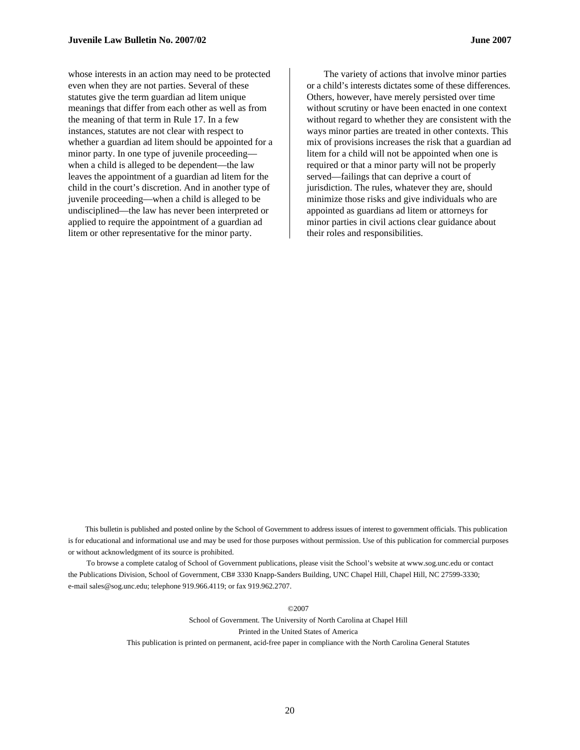whose interests in an action may need to be protected even when they are not parties. Several of these statutes give the term guardian ad litem unique meanings that differ from each other as well as from the meaning of that term in Rule 17. In a few instances, statutes are not clear with respect to whether a guardian ad litem should be appointed for a minor party. In one type of juvenile proceeding—when a child is alleged to be dependent—the law leaves the appointment of a guardian ad litem for the child in the court's discretion. And in another type of juvenile proceeding—when a child is alleged to be undisciplined—the law has never been interpreted or applied to require the appointment of a guardian ad litem or other representative for the minor party.

The variety of actions that involve minor parties or a child's interests dictates some of these differences. Others, however, have merely persisted over time without scrutiny or have been enacted in one context without regard to whether they are consistent with the ways minor parties are treated in other contexts. This mix of provisions increases the risk that a guardian ad litem for a child will not be appointed when one is required or that a minor party will not be properly served—failings that can deprive a court of jurisdiction. The rules, whatever they are, should minimize those risks and give individuals who are appointed as guardians ad litem or attorneys for minor parties in civil actions clear guidance about their roles and responsibilities.

This bulletin is published and posted online by the School of Government to address issues of interest to government officials. This publication is for educational and informational use and may be used for those purposes without permission. Use of this publication for commercial purposes or without acknowledgment of its source is prohibited.

To browse a complete catalog of School of Government publications, please visit the School's website at www.sog.unc.edu or contact the Publications Division, School of Government, CB# 3330 Knapp-Sanders Building, UNC Chapel Hill, Chapel Hill, NC 27599-3330; e-mail sales@sog.unc.edu; telephone 919.966.4119; or fax 919.962.2707.

©2007

School of Government. The University of North Carolina at Chapel Hill

Printed in the United States of America

This publication is printed on permanent, acid-free paper in compliance with the North Carolina General Statutes